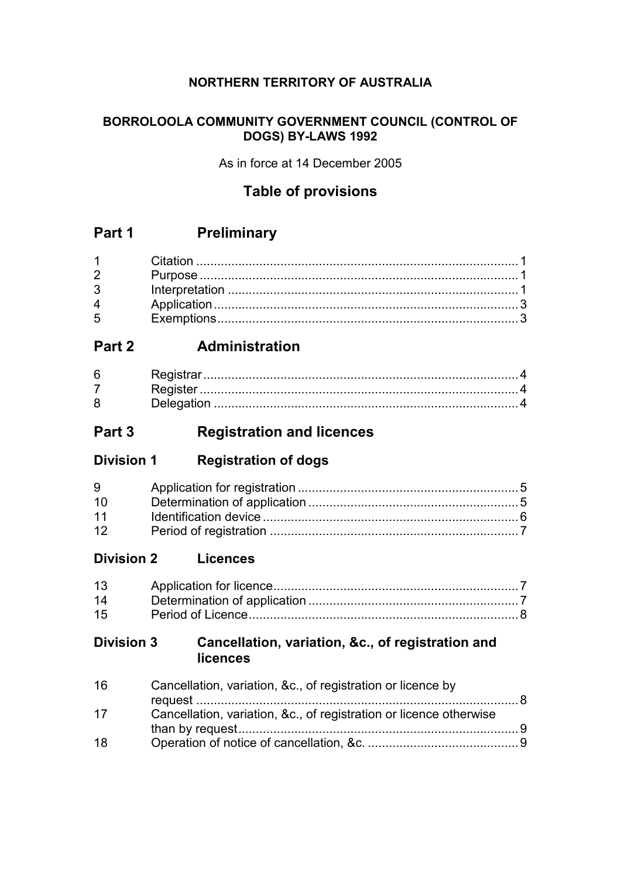**NORTHERN TERRITORY OF AUSTRALIA**

**BORROLOOLA COMMUNITY GOVERNMENT COUNCIL (CONTROL OF DOGS) BY-LAWS 1992**

As in force at 14 December 2005

## Table of provisions

## Part 1 Preliminary

| | | |
|---|---|---|
| 1 | Citation | 1 |
| 2 | Purpose | 1 |
| 3 | Interpretation | 1 |
| 4 | Application | 3 |
| 5 | Exemptions | 3 |

## Part 2 Administration

| | | |
|---|---|---|
| 6 | Registrar | 4 |
| 7 | Register | 4 |
| 8 | Delegation | 4 |

## Part 3 Registration and licences

### Division 1 Registration of dogs

| | | |
|---|---|---|
| 9 | Application for registration | 5 |
| 10 | Determination of application | 5 |
| 11 | Identification device | 6 |
| 12 | Period of registration | 7 |

### Division 2 Licences

| | | |
|---|---|---|
| 13 | Application for licence | 7 |
| 14 | Determination of application | 7 |
| 15 | Period of Licence | 8 |

### Division 3 Cancellation, variation, &c., of registration and licences

| | | |
|---|---|---|
| 16 | Cancellation, variation, &c., of registration or licence by request | 8 |
| 17 | Cancellation, variation, &c., of registration or licence otherwise than by request | 9 |
| 18 | Operation of notice of cancellation, &c. | 9 |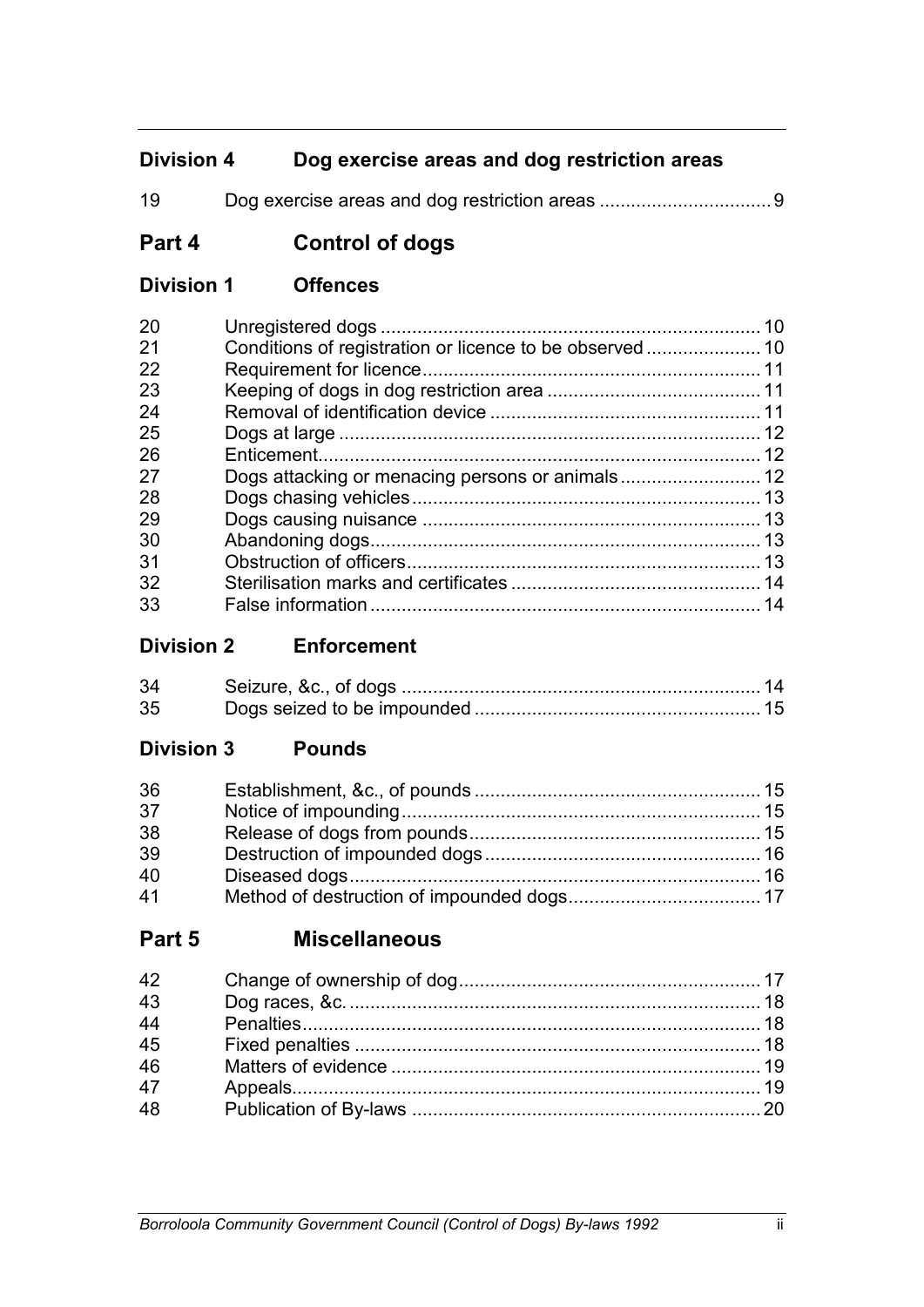**Division 4 Dog exercise areas and dog restriction areas**

| | | |
|---|---|---|
| 19 | Dog exercise areas and dog restriction areas | 9 |

## Part 4 Control of dogs

**Division 1 Offences**

| | | |
|---|---|---|
| 20 | Unregistered dogs | 10 |
| 21 | Conditions of registration or licence to be observed | 10 |
| 22 | Requirement for licence | 11 |
| 23 | Keeping of dogs in dog restriction area | 11 |
| 24 | Removal of identification device | 11 |
| 25 | Dogs at large | 12 |
| 26 | Enticement | 12 |
| 27 | Dogs attacking or menacing persons or animals | 12 |
| 28 | Dogs chasing vehicles | 13 |
| 29 | Dogs causing nuisance | 13 |
| 30 | Abandoning dogs | 13 |
| 31 | Obstruction of officers | 13 |
| 32 | Sterilisation marks and certificates | 14 |
| 33 | False information | 14 |

**Division 2 Enforcement**

| | | |
|---|---|---|
| 34 | Seizure, &c., of dogs | 14 |
| 35 | Dogs seized to be impounded | 15 |

**Division 3 Pounds**

| | | |
|---|---|---|
| 36 | Establishment, &c., of pounds | 15 |
| 37 | Notice of impounding | 15 |
| 38 | Release of dogs from pounds | 15 |
| 39 | Destruction of impounded dogs | 16 |
| 40 | Diseased dogs | 16 |
| 41 | Method of destruction of impounded dogs | 17 |

## Part 5 Miscellaneous

| | | |
|---|---|---|
| 42 | Change of ownership of dog | 17 |
| 43 | Dog races, &c. | 18 |
| 44 | Penalties | 18 |
| 45 | Fixed penalties | 18 |
| 46 | Matters of evidence | 19 |
| 47 | Appeals | 19 |
| 48 | Publication of By-laws | 20 |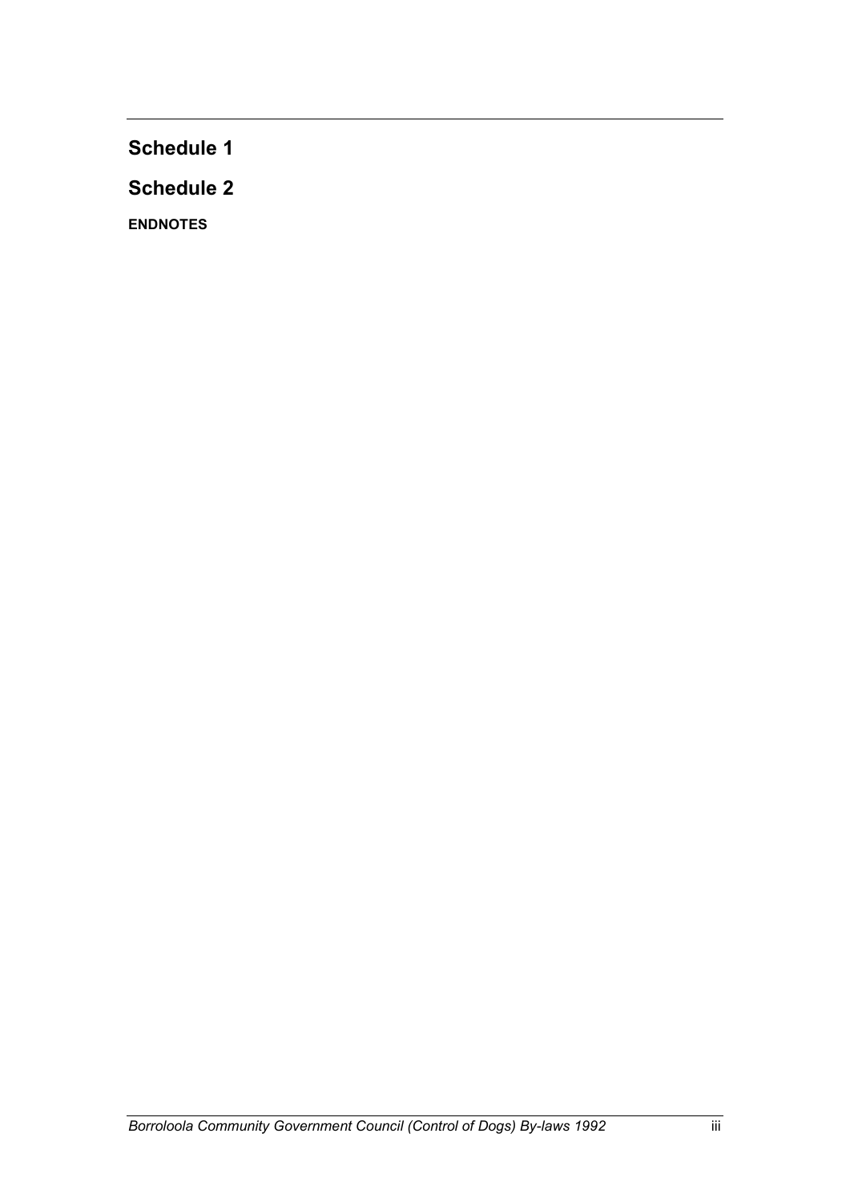## Schedule 1

## Schedule 2

**ENDNOTES**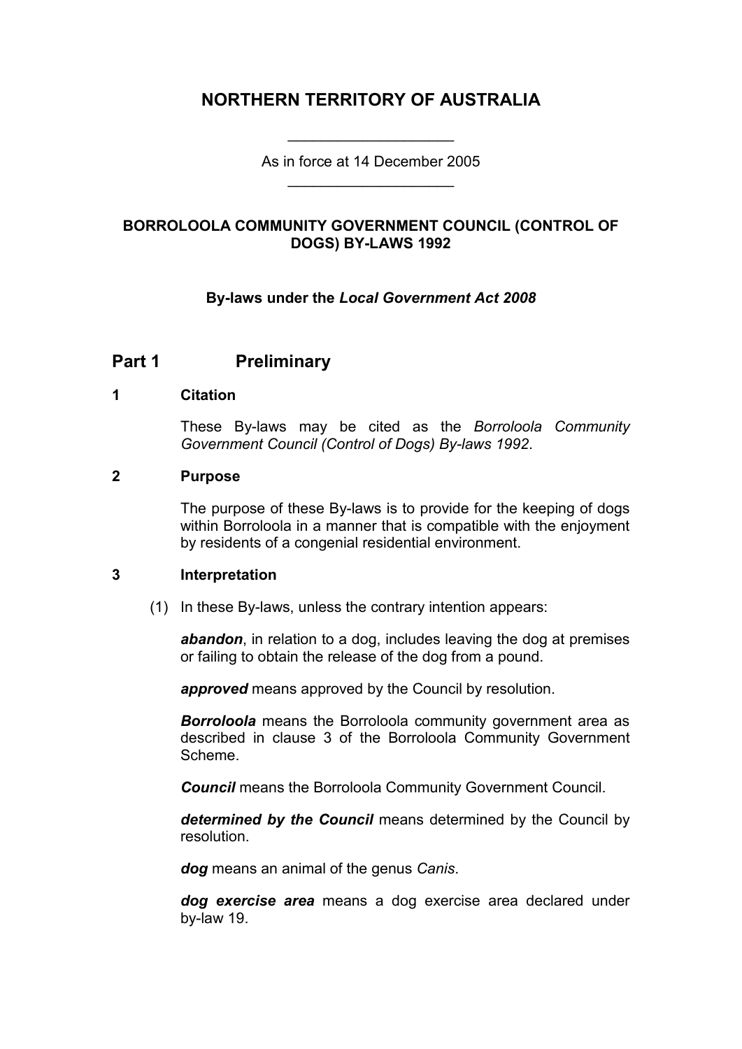# NORTHERN TERRITORY OF AUSTRALIA

As in force at 14 December 2005

## BORROLOOLA COMMUNITY GOVERNMENT COUNCIL (CONTROL OF DOGS) BY-LAWS 1992

**By-laws under the *Local Government Act 2008***

## Part 1 Preliminary

### 1 Citation

These By-laws may be cited as the *Borroloola Community Government Council (Control of Dogs) By-laws 1992*.

### 2 Purpose

The purpose of these By-laws is to provide for the keeping of dogs within Borroloola in a manner that is compatible with the enjoyment by residents of a congenial residential environment.

### 3 Interpretation

(1) In these By-laws, unless the contrary intention appears:

***abandon***, in relation to a dog, includes leaving the dog at premises or failing to obtain the release of the dog from a pound.

***approved*** means approved by the Council by resolution.

***Borroloola*** means the Borroloola community government area as described in clause 3 of the Borroloola Community Government Scheme.

***Council*** means the Borroloola Community Government Council.

***determined by the Council*** means determined by the Council by resolution.

***dog*** means an animal of the genus *Canis*.

***dog exercise area*** means a dog exercise area declared under by-law 19.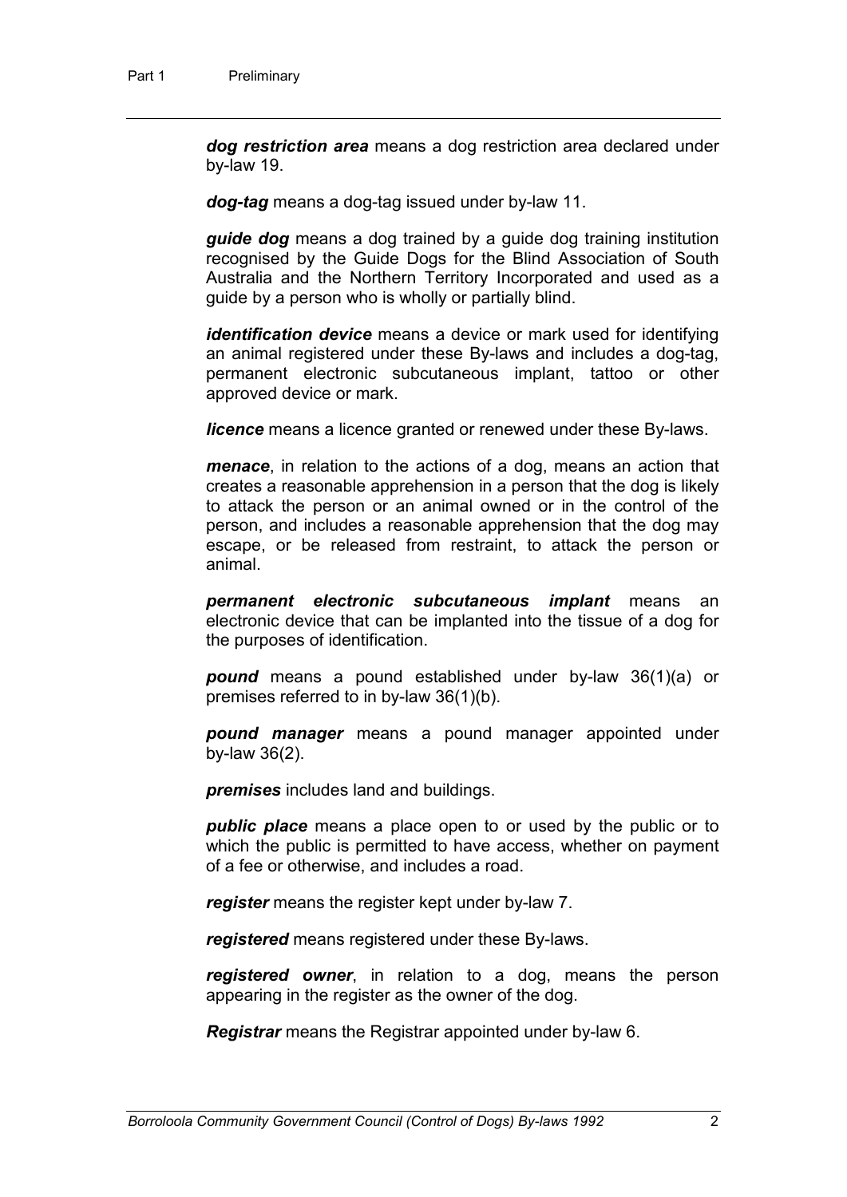***dog restriction area*** means a dog restriction area declared under by-law 19.

***dog-tag*** means a dog-tag issued under by-law 11.

***guide dog*** means a dog trained by a guide dog training institution recognised by the Guide Dogs for the Blind Association of South Australia and the Northern Territory Incorporated and used as a guide by a person who is wholly or partially blind.

***identification device*** means a device or mark used for identifying an animal registered under these By-laws and includes a dog-tag, permanent electronic subcutaneous implant, tattoo or other approved device or mark.

***licence*** means a licence granted or renewed under these By-laws.

***menace***, in relation to the actions of a dog, means an action that creates a reasonable apprehension in a person that the dog is likely to attack the person or an animal owned or in the control of the person, and includes a reasonable apprehension that the dog may escape, or be released from restraint, to attack the person or animal.

***permanent electronic subcutaneous implant*** means an electronic device that can be implanted into the tissue of a dog for the purposes of identification.

***pound*** means a pound established under by-law 36(1)(a) or premises referred to in by-law 36(1)(b).

***pound manager*** means a pound manager appointed under by-law 36(2).

***premises*** includes land and buildings.

***public place*** means a place open to or used by the public or to which the public is permitted to have access, whether on payment of a fee or otherwise, and includes a road.

***register*** means the register kept under by-law 7.

***registered*** means registered under these By-laws.

***registered owner***, in relation to a dog, means the person appearing in the register as the owner of the dog.

***Registrar*** means the Registrar appointed under by-law 6.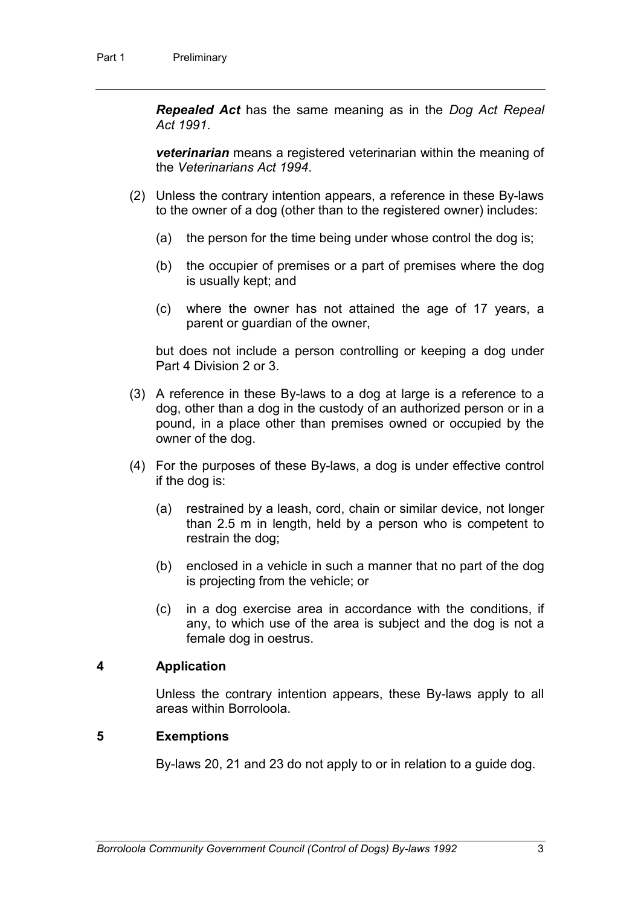***Repealed Act*** has the same meaning as in the *Dog Act Repeal Act 1991*.

***veterinarian*** means a registered veterinarian within the meaning of the *Veterinarians Act 1994*.

(2) Unless the contrary intention appears, a reference in these By-laws to the owner of a dog (other than to the registered owner) includes:

(a) the person for the time being under whose control the dog is;

(b) the occupier of premises or a part of premises where the dog is usually kept; and

(c) where the owner has not attained the age of 17 years, a parent or guardian of the owner,

but does not include a person controlling or keeping a dog under Part 4 Division 2 or 3.

(3) A reference in these By-laws to a dog at large is a reference to a dog, other than a dog in the custody of an authorized person or in a pound, in a place other than premises owned or occupied by the owner of the dog.

(4) For the purposes of these By-laws, a dog is under effective control if the dog is:

(a) restrained by a leash, cord, chain or similar device, not longer than 2.5 m in length, held by a person who is competent to restrain the dog;

(b) enclosed in a vehicle in such a manner that no part of the dog is projecting from the vehicle; or

(c) in a dog exercise area in accordance with the conditions, if any, to which use of the area is subject and the dog is not a female dog in oestrus.

## 4 Application

Unless the contrary intention appears, these By-laws apply to all areas within Borroloola.

## 5 Exemptions

By-laws 20, 21 and 23 do not apply to or in relation to a guide dog.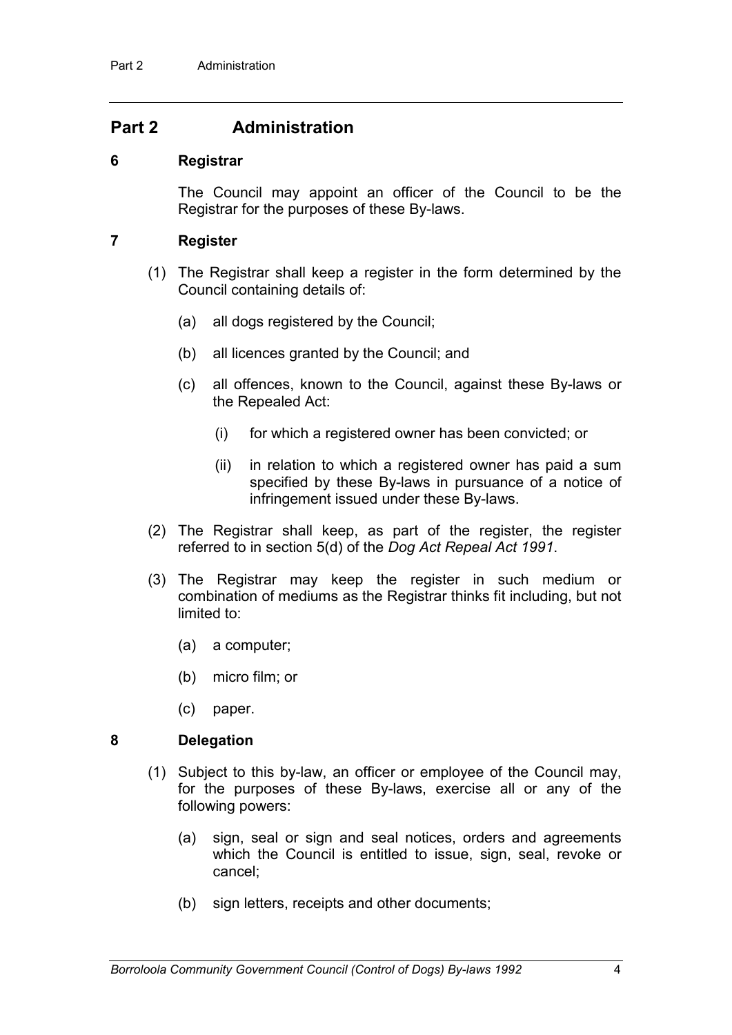## Part 2 Administration

### 6 Registrar

The Council may appoint an officer of the Council to be the Registrar for the purposes of these By-laws.

### 7 Register

(1) The Registrar shall keep a register in the form determined by the Council containing details of:

(a) all dogs registered by the Council;

(b) all licences granted by the Council; and

(c) all offences, known to the Council, against these By-laws or the Repealed Act:

(i) for which a registered owner has been convicted; or

(ii) in relation to which a registered owner has paid a sum specified by these By-laws in pursuance of a notice of infringement issued under these By-laws.

(2) The Registrar shall keep, as part of the register, the register referred to in section 5(d) of the *Dog Act Repeal Act 1991*.

(3) The Registrar may keep the register in such medium or combination of mediums as the Registrar thinks fit including, but not limited to:

(a) a computer;

(b) micro film; or

(c) paper.

### 8 Delegation

(1) Subject to this by-law, an officer or employee of the Council may, for the purposes of these By-laws, exercise all or any of the following powers:

(a) sign, seal or sign and seal notices, orders and agreements which the Council is entitled to issue, sign, seal, revoke or cancel;

(b) sign letters, receipts and other documents;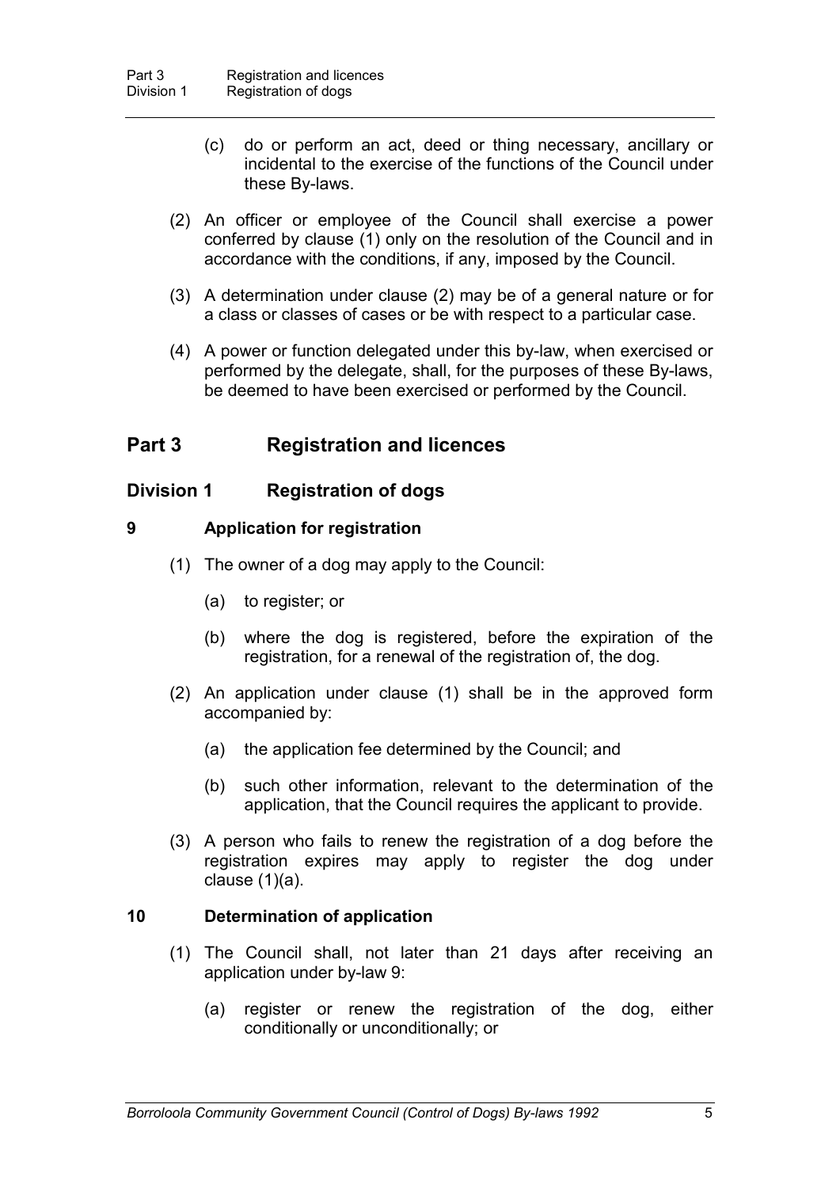(c) do or perform an act, deed or thing necessary, ancillary or incidental to the exercise of the functions of the Council under these By-laws.

(2) An officer or employee of the Council shall exercise a power conferred by clause (1) only on the resolution of the Council and in accordance with the conditions, if any, imposed by the Council.

(3) A determination under clause (2) may be of a general nature or for a class or classes of cases or be with respect to a particular case.

(4) A power or function delegated under this by-law, when exercised or performed by the delegate, shall, for the purposes of these By-laws, be deemed to have been exercised or performed by the Council.

# Part 3 Registration and licences

## Division 1 Registration of dogs

### 9 Application for registration

(1) The owner of a dog may apply to the Council:

(a) to register; or

(b) where the dog is registered, before the expiration of the registration, for a renewal of the registration of, the dog.

(2) An application under clause (1) shall be in the approved form accompanied by:

(a) the application fee determined by the Council; and

(b) such other information, relevant to the determination of the application, that the Council requires the applicant to provide.

(3) A person who fails to renew the registration of a dog before the registration expires may apply to register the dog under clause (1)(a).

### 10 Determination of application

(1) The Council shall, not later than 21 days after receiving an application under by-law 9:

(a) register or renew the registration of the dog, either conditionally or unconditionally; or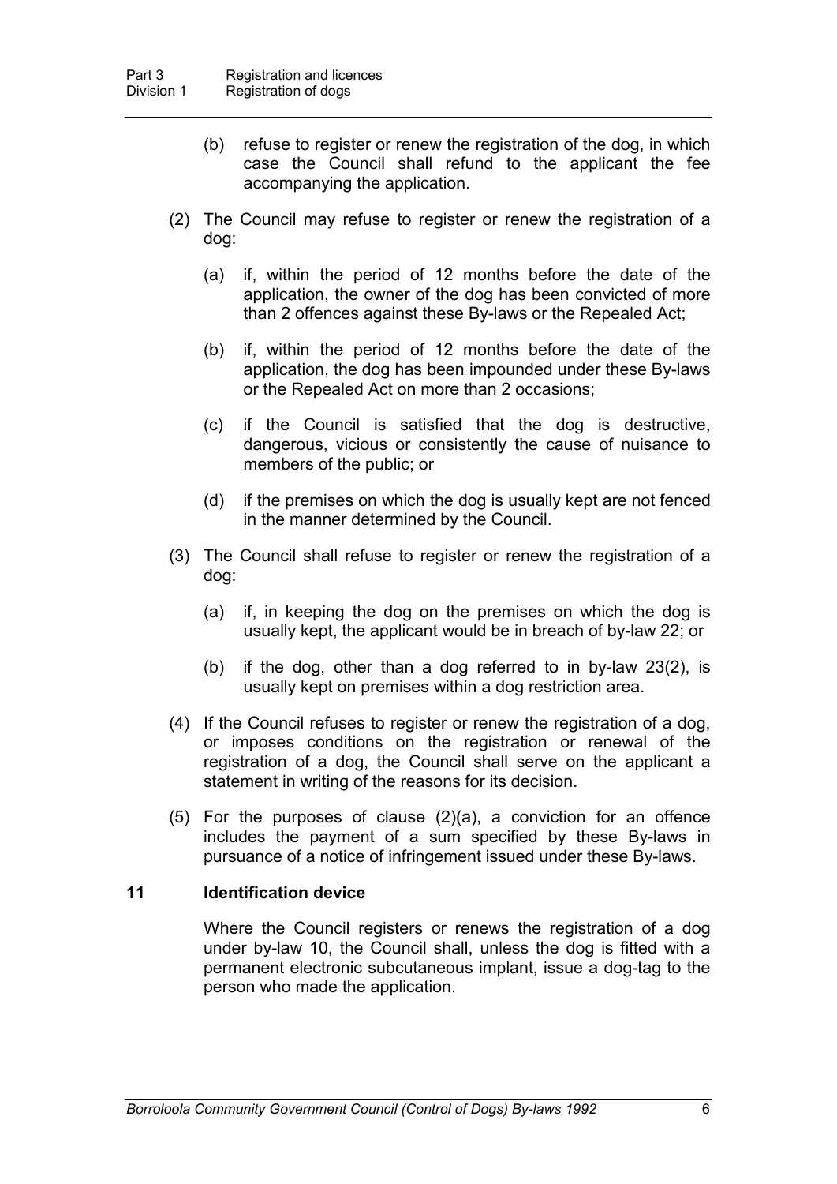(b) refuse to register or renew the registration of the dog, in which case the Council shall refund to the applicant the fee accompanying the application.

(2) The Council may refuse to register or renew the registration of a dog:

(a) if, within the period of 12 months before the date of the application, the owner of the dog has been convicted of more than 2 offences against these By-laws or the Repealed Act;

(b) if, within the period of 12 months before the date of the application, the dog has been impounded under these By-laws or the Repealed Act on more than 2 occasions;

(c) if the Council is satisfied that the dog is destructive, dangerous, vicious or consistently the cause of nuisance to members of the public; or

(d) if the premises on which the dog is usually kept are not fenced in the manner determined by the Council.

(3) The Council shall refuse to register or renew the registration of a dog:

(a) if, in keeping the dog on the premises on which the dog is usually kept, the applicant would be in breach of by-law 22; or

(b) if the dog, other than a dog referred to in by-law 23(2), is usually kept on premises within a dog restriction area.

(4) If the Council refuses to register or renew the registration of a dog, or imposes conditions on the registration or renewal of the registration of a dog, the Council shall serve on the applicant a statement in writing of the reasons for its decision.

(5) For the purposes of clause (2)(a), a conviction for an offence includes the payment of a sum specified by these By-laws in pursuance of a notice of infringement issued under these By-laws.

## 11 Identification device

Where the Council registers or renews the registration of a dog under by-law 10, the Council shall, unless the dog is fitted with a permanent electronic subcutaneous implant, issue a dog-tag to the person who made the application.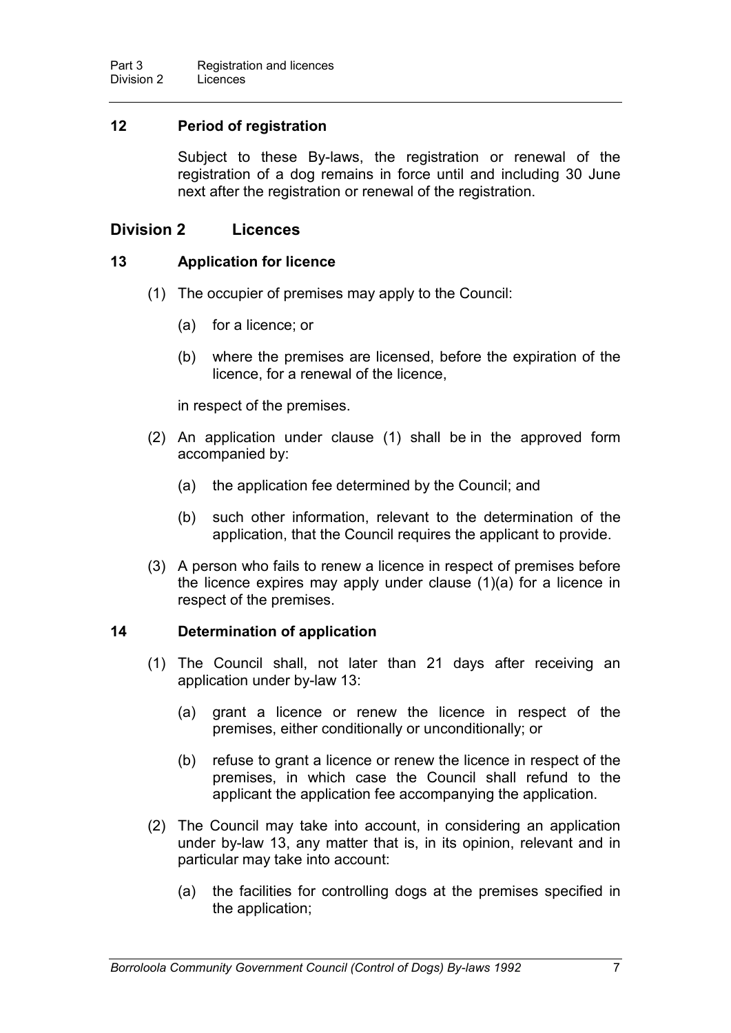## 12 Period of registration

Subject to these By-laws, the registration or renewal of the registration of a dog remains in force until and including 30 June next after the registration or renewal of the registration.

# Division 2 Licences

## 13 Application for licence

(1) The occupier of premises may apply to the Council:

(a) for a licence; or

(b) where the premises are licensed, before the expiration of the licence, for a renewal of the licence,

in respect of the premises.

(2) An application under clause (1) shall be in the approved form accompanied by:

(a) the application fee determined by the Council; and

(b) such other information, relevant to the determination of the application, that the Council requires the applicant to provide.

(3) A person who fails to renew a licence in respect of premises before the licence expires may apply under clause (1)(a) for a licence in respect of the premises.

## 14 Determination of application

(1) The Council shall, not later than 21 days after receiving an application under by-law 13:

(a) grant a licence or renew the licence in respect of the premises, either conditionally or unconditionally; or

(b) refuse to grant a licence or renew the licence in respect of the premises, in which case the Council shall refund to the applicant the application fee accompanying the application.

(2) The Council may take into account, in considering an application under by-law 13, any matter that is, in its opinion, relevant and in particular may take into account:

(a) the facilities for controlling dogs at the premises specified in the application;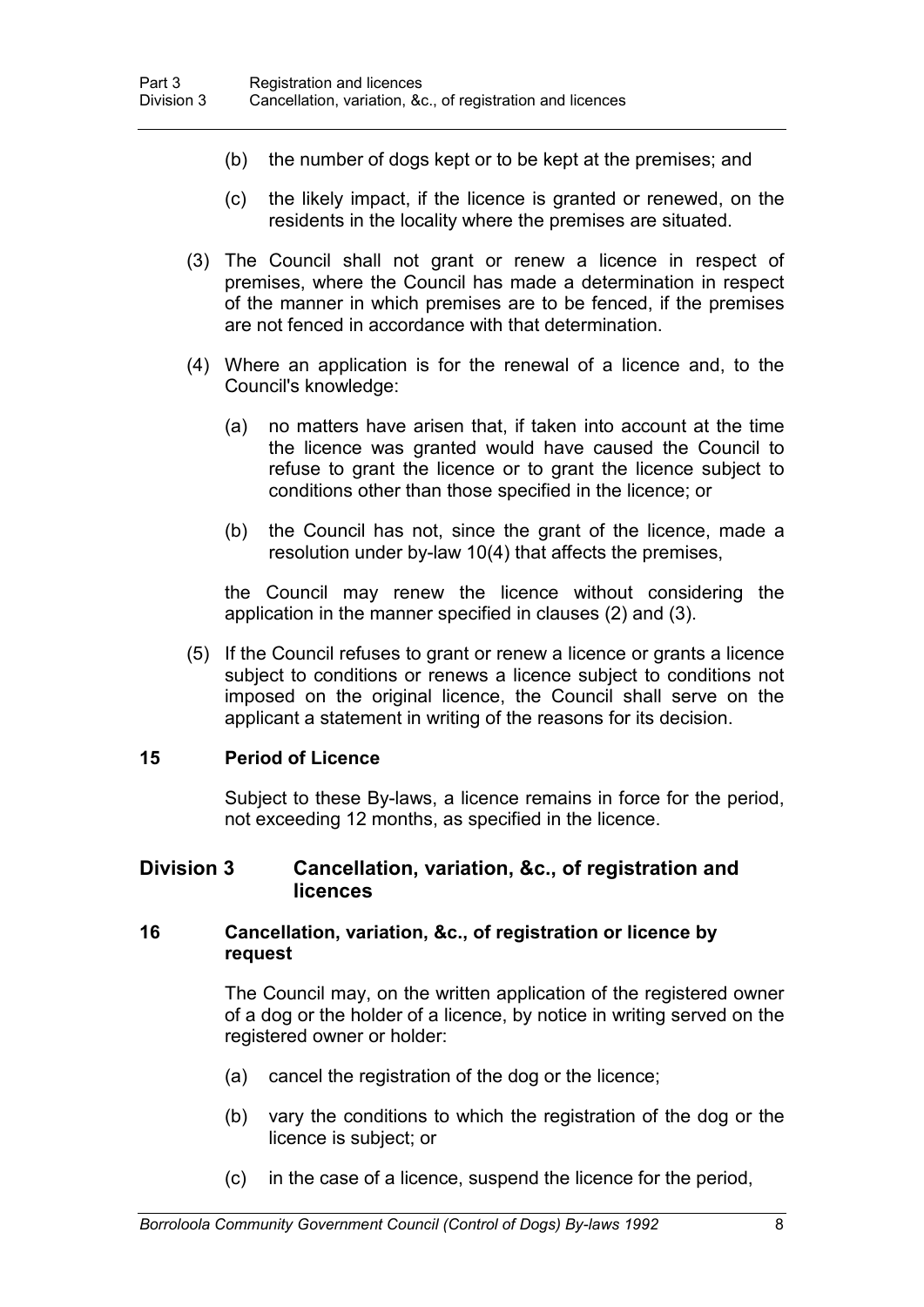(b) the number of dogs kept or to be kept at the premises; and

(c) the likely impact, if the licence is granted or renewed, on the residents in the locality where the premises are situated.

(3) The Council shall not grant or renew a licence in respect of premises, where the Council has made a determination in respect of the manner in which premises are to be fenced, if the premises are not fenced in accordance with that determination.

(4) Where an application is for the renewal of a licence and, to the Council's knowledge:

(a) no matters have arisen that, if taken into account at the time the licence was granted would have caused the Council to refuse to grant the licence or to grant the licence subject to conditions other than those specified in the licence; or

(b) the Council has not, since the grant of the licence, made a resolution under by-law 10(4) that affects the premises,

the Council may renew the licence without considering the application in the manner specified in clauses (2) and (3).

(5) If the Council refuses to grant or renew a licence or grants a licence subject to conditions or renews a licence subject to conditions not imposed on the original licence, the Council shall serve on the applicant a statement in writing of the reasons for its decision.

### 15 Period of Licence

Subject to these By-laws, a licence remains in force for the period, not exceeding 12 months, as specified in the licence.

## Division 3 Cancellation, variation, &c., of registration and licences

### 16 Cancellation, variation, &c., of registration or licence by request

The Council may, on the written application of the registered owner of a dog or the holder of a licence, by notice in writing served on the registered owner or holder:

(a) cancel the registration of the dog or the licence;

(b) vary the conditions to which the registration of the dog or the licence is subject; or

(c) in the case of a licence, suspend the licence for the period,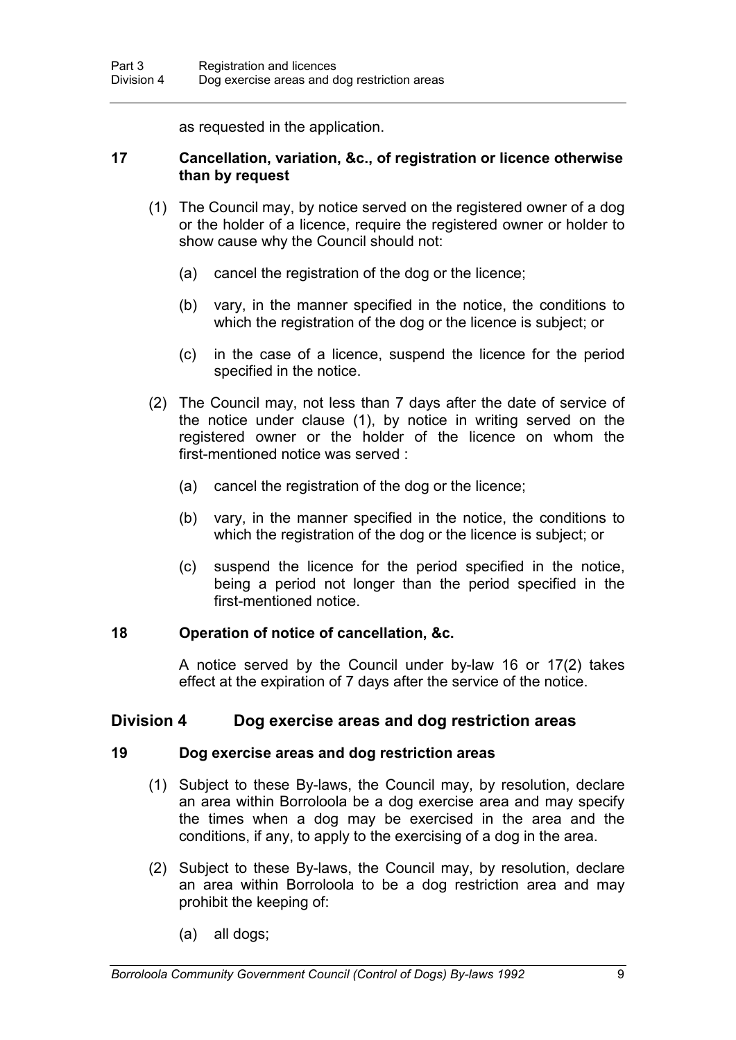as requested in the application.

### 17 Cancellation, variation, &c., of registration or licence otherwise than by request

(1) The Council may, by notice served on the registered owner of a dog or the holder of a licence, require the registered owner or holder to show cause why the Council should not:

(a) cancel the registration of the dog or the licence;

(b) vary, in the manner specified in the notice, the conditions to which the registration of the dog or the licence is subject; or

(c) in the case of a licence, suspend the licence for the period specified in the notice.

(2) The Council may, not less than 7 days after the date of service of the notice under clause (1), by notice in writing served on the registered owner or the holder of the licence on whom the first-mentioned notice was served :

(a) cancel the registration of the dog or the licence;

(b) vary, in the manner specified in the notice, the conditions to which the registration of the dog or the licence is subject; or

(c) suspend the licence for the period specified in the notice, being a period not longer than the period specified in the first-mentioned notice.

### 18 Operation of notice of cancellation, &c.

A notice served by the Council under by-law 16 or 17(2) takes effect at the expiration of 7 days after the service of the notice.

## Division 4 Dog exercise areas and dog restriction areas

### 19 Dog exercise areas and dog restriction areas

(1) Subject to these By-laws, the Council may, by resolution, declare an area within Borroloola be a dog exercise area and may specify the times when a dog may be exercised in the area and the conditions, if any, to apply to the exercising of a dog in the area.

(2) Subject to these By-laws, the Council may, by resolution, declare an area within Borroloola to be a dog restriction area and may prohibit the keeping of:

(a) all dogs;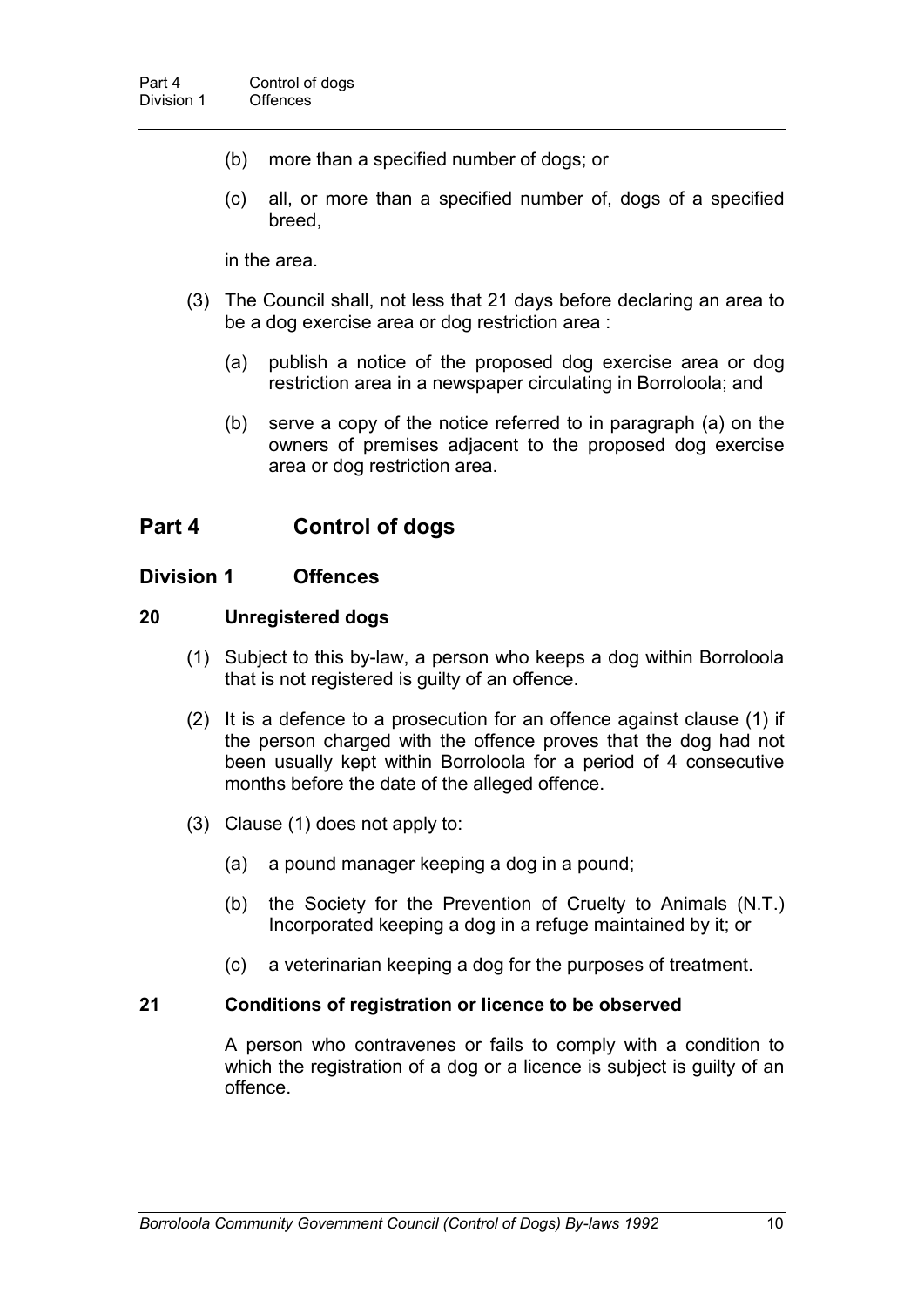(b) more than a specified number of dogs; or

(c) all, or more than a specified number of, dogs of a specified breed,

in the area.

(3) The Council shall, not less that 21 days before declaring an area to be a dog exercise area or dog restriction area :

(a) publish a notice of the proposed dog exercise area or dog restriction area in a newspaper circulating in Borroloola; and

(b) serve a copy of the notice referred to in paragraph (a) on the owners of premises adjacent to the proposed dog exercise area or dog restriction area.

## Part 4 Control of dogs

### Division 1 Offences

#### 20 Unregistered dogs

(1) Subject to this by-law, a person who keeps a dog within Borroloola that is not registered is guilty of an offence.

(2) It is a defence to a prosecution for an offence against clause (1) if the person charged with the offence proves that the dog had not been usually kept within Borroloola for a period of 4 consecutive months before the date of the alleged offence.

(3) Clause (1) does not apply to:

(a) a pound manager keeping a dog in a pound;

(b) the Society for the Prevention of Cruelty to Animals (N.T.) Incorporated keeping a dog in a refuge maintained by it; or

(c) a veterinarian keeping a dog for the purposes of treatment.

#### 21 Conditions of registration or licence to be observed

A person who contravenes or fails to comply with a condition to which the registration of a dog or a licence is subject is guilty of an offence.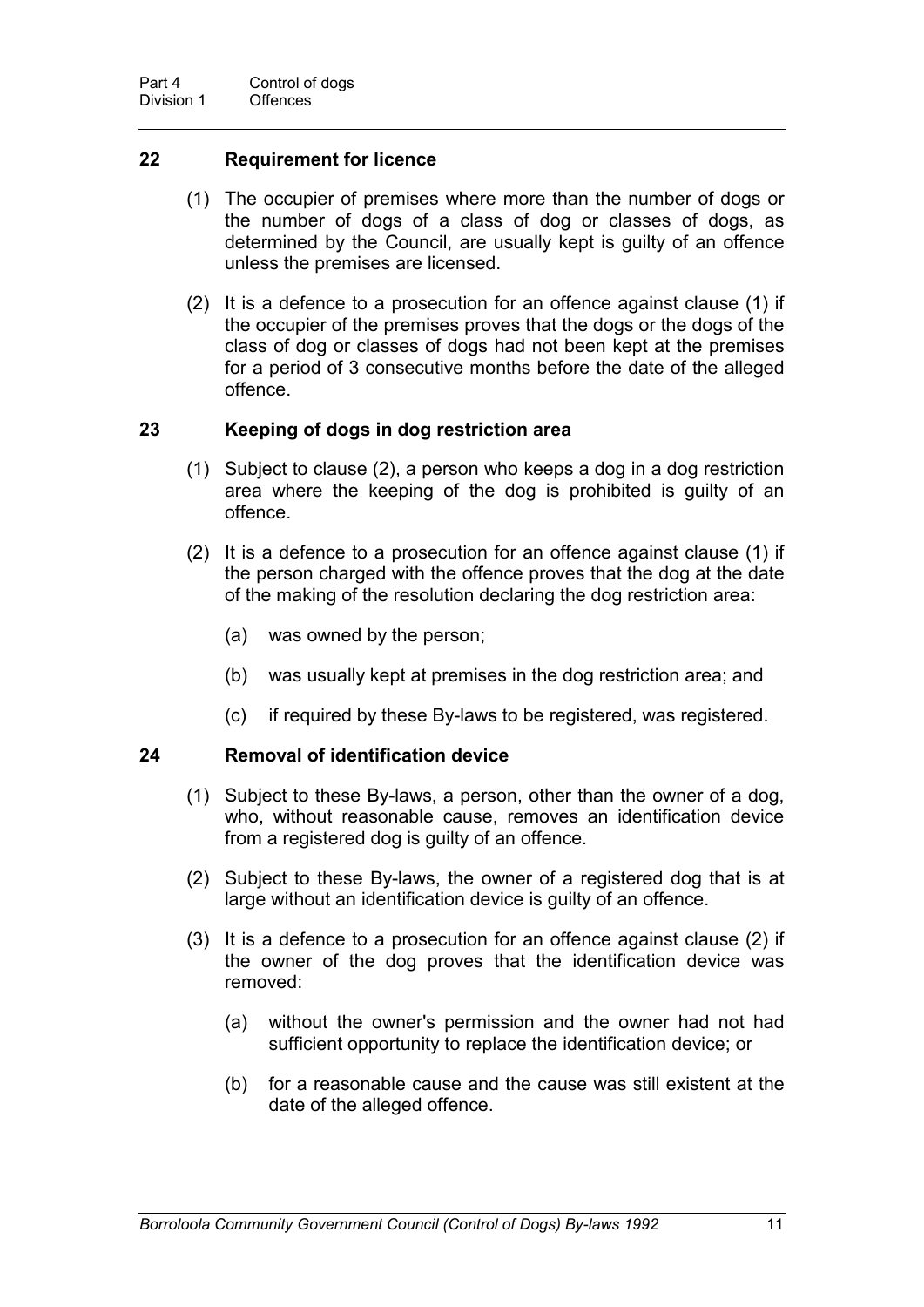## 22 Requirement for licence

(1) The occupier of premises where more than the number of dogs or the number of dogs of a class of dog or classes of dogs, as determined by the Council, are usually kept is guilty of an offence unless the premises are licensed.

(2) It is a defence to a prosecution for an offence against clause (1) if the occupier of the premises proves that the dogs or the dogs of the class of dog or classes of dogs had not been kept at the premises for a period of 3 consecutive months before the date of the alleged offence.

## 23 Keeping of dogs in dog restriction area

(1) Subject to clause (2), a person who keeps a dog in a dog restriction area where the keeping of the dog is prohibited is guilty of an offence.

(2) It is a defence to a prosecution for an offence against clause (1) if the person charged with the offence proves that the dog at the date of the making of the resolution declaring the dog restriction area:

(a) was owned by the person;

(b) was usually kept at premises in the dog restriction area; and

(c) if required by these By-laws to be registered, was registered.

## 24 Removal of identification device

(1) Subject to these By-laws, a person, other than the owner of a dog, who, without reasonable cause, removes an identification device from a registered dog is guilty of an offence.

(2) Subject to these By-laws, the owner of a registered dog that is at large without an identification device is guilty of an offence.

(3) It is a defence to a prosecution for an offence against clause (2) if the owner of the dog proves that the identification device was removed:

(a) without the owner's permission and the owner had not had sufficient opportunity to replace the identification device; or

(b) for a reasonable cause and the cause was still existent at the date of the alleged offence.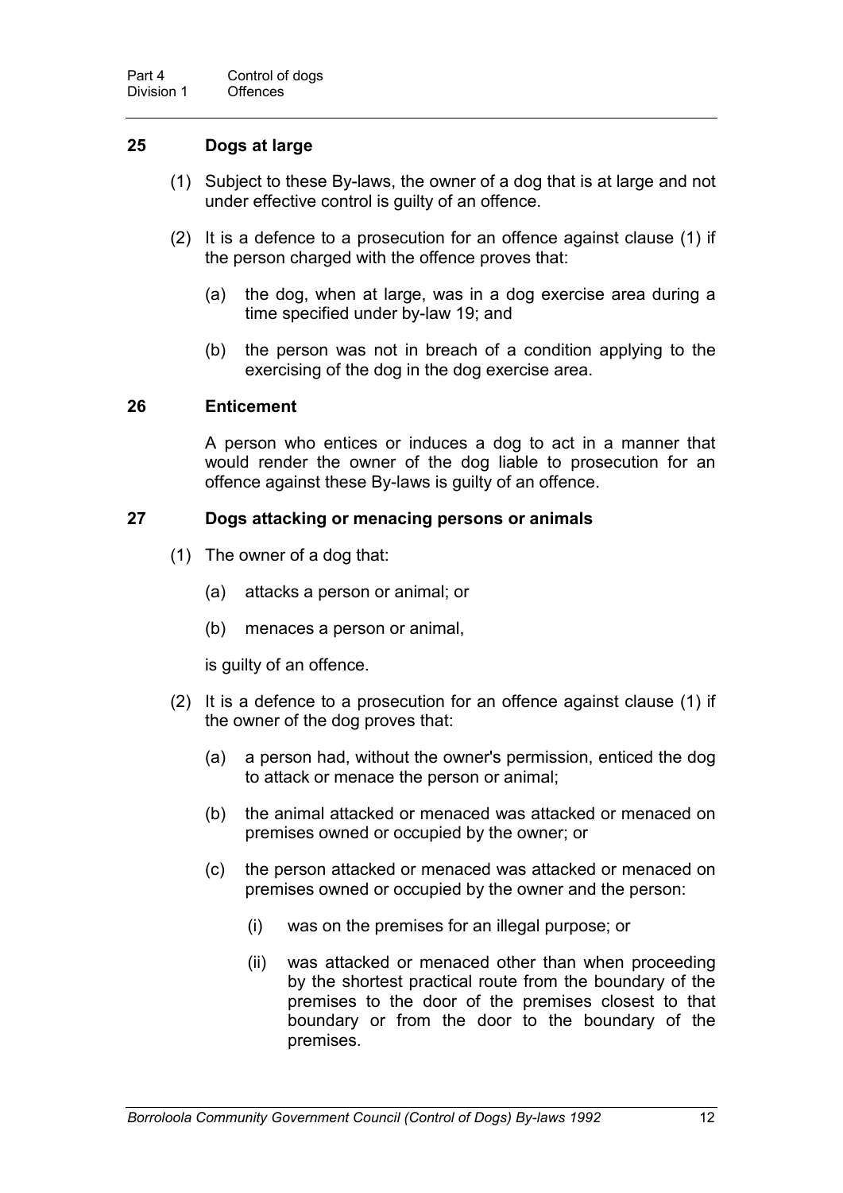## 25 Dogs at large

(1) Subject to these By-laws, the owner of a dog that is at large and not under effective control is guilty of an offence.

(2) It is a defence to a prosecution for an offence against clause (1) if the person charged with the offence proves that:

(a) the dog, when at large, was in a dog exercise area during a time specified under by-law 19; and

(b) the person was not in breach of a condition applying to the exercising of the dog in the dog exercise area.

## 26 Enticement

A person who entices or induces a dog to act in a manner that would render the owner of the dog liable to prosecution for an offence against these By-laws is guilty of an offence.

## 27 Dogs attacking or menacing persons or animals

(1) The owner of a dog that:

(a) attacks a person or animal; or

(b) menaces a person or animal,

is guilty of an offence.

(2) It is a defence to a prosecution for an offence against clause (1) if the owner of the dog proves that:

(a) a person had, without the owner's permission, enticed the dog to attack or menace the person or animal;

(b) the animal attacked or menaced was attacked or menaced on premises owned or occupied by the owner; or

(c) the person attacked or menaced was attacked or menaced on premises owned or occupied by the owner and the person:

(i) was on the premises for an illegal purpose; or

(ii) was attacked or menaced other than when proceeding by the shortest practical route from the boundary of the premises to the door of the premises closest to that boundary or from the door to the boundary of the premises.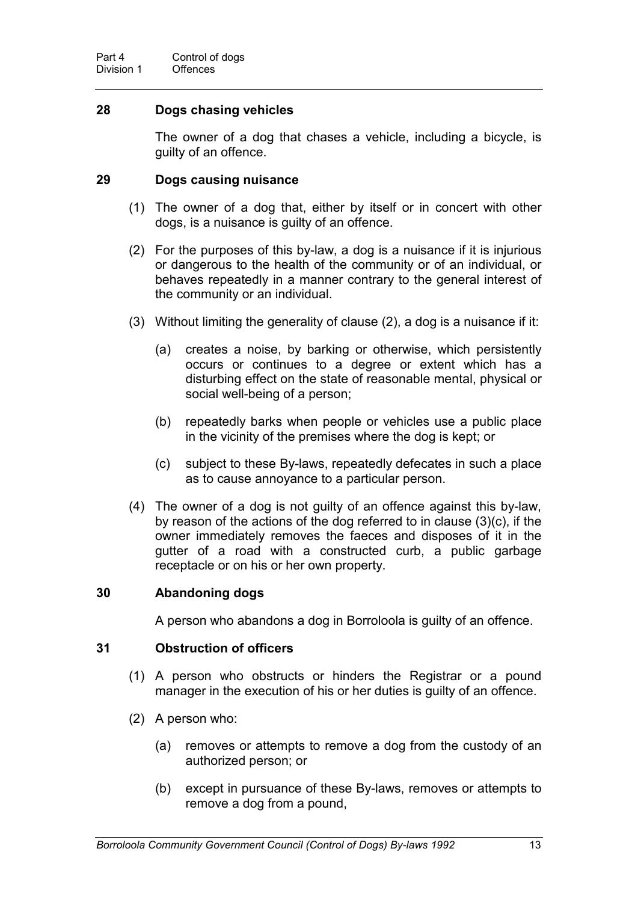## 28 Dogs chasing vehicles

The owner of a dog that chases a vehicle, including a bicycle, is guilty of an offence.

## 29 Dogs causing nuisance

(1) The owner of a dog that, either by itself or in concert with other dogs, is a nuisance is guilty of an offence.

(2) For the purposes of this by-law, a dog is a nuisance if it is injurious or dangerous to the health of the community or of an individual, or behaves repeatedly in a manner contrary to the general interest of the community or an individual.

(3) Without limiting the generality of clause (2), a dog is a nuisance if it:

(a) creates a noise, by barking or otherwise, which persistently occurs or continues to a degree or extent which has a disturbing effect on the state of reasonable mental, physical or social well-being of a person;

(b) repeatedly barks when people or vehicles use a public place in the vicinity of the premises where the dog is kept; or

(c) subject to these By-laws, repeatedly defecates in such a place as to cause annoyance to a particular person.

(4) The owner of a dog is not guilty of an offence against this by-law, by reason of the actions of the dog referred to in clause (3)(c), if the owner immediately removes the faeces and disposes of it in the gutter of a road with a constructed curb, a public garbage receptacle or on his or her own property.

## 30 Abandoning dogs

A person who abandons a dog in Borroloola is guilty of an offence.

## 31 Obstruction of officers

(1) A person who obstructs or hinders the Registrar or a pound manager in the execution of his or her duties is guilty of an offence.

(2) A person who:

(a) removes or attempts to remove a dog from the custody of an authorized person; or

(b) except in pursuance of these By-laws, removes or attempts to remove a dog from a pound,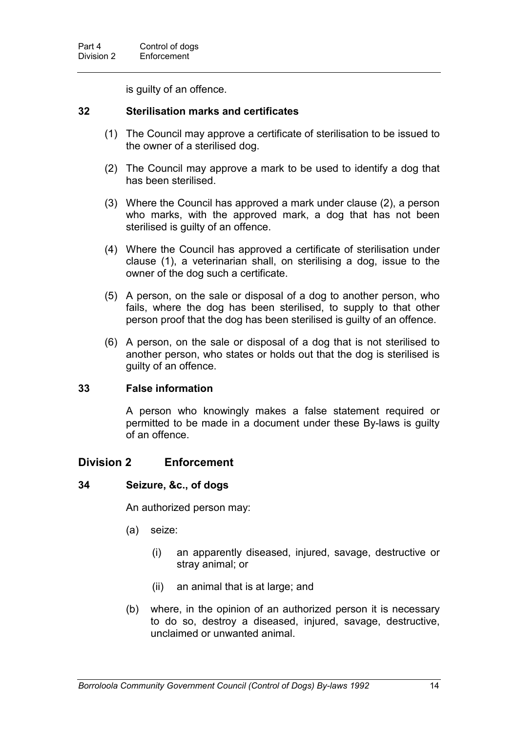is guilty of an offence.

### 32 Sterilisation marks and certificates

(1) The Council may approve a certificate of sterilisation to be issued to the owner of a sterilised dog.

(2) The Council may approve a mark to be used to identify a dog that has been sterilised.

(3) Where the Council has approved a mark under clause (2), a person who marks, with the approved mark, a dog that has not been sterilised is guilty of an offence.

(4) Where the Council has approved a certificate of sterilisation under clause (1), a veterinarian shall, on sterilising a dog, issue to the owner of the dog such a certificate.

(5) A person, on the sale or disposal of a dog to another person, who fails, where the dog has been sterilised, to supply to that other person proof that the dog has been sterilised is guilty of an offence.

(6) A person, on the sale or disposal of a dog that is not sterilised to another person, who states or holds out that the dog is sterilised is guilty of an offence.

### 33 False information

A person who knowingly makes a false statement required or permitted to be made in a document under these By-laws is guilty of an offence.

## Division 2 Enforcement

### 34 Seizure, &c., of dogs

An authorized person may:

(a) seize:

  (i) an apparently diseased, injured, savage, destructive or stray animal; or

  (ii) an animal that is at large; and

(b) where, in the opinion of an authorized person it is necessary to do so, destroy a diseased, injured, savage, destructive, unclaimed or unwanted animal.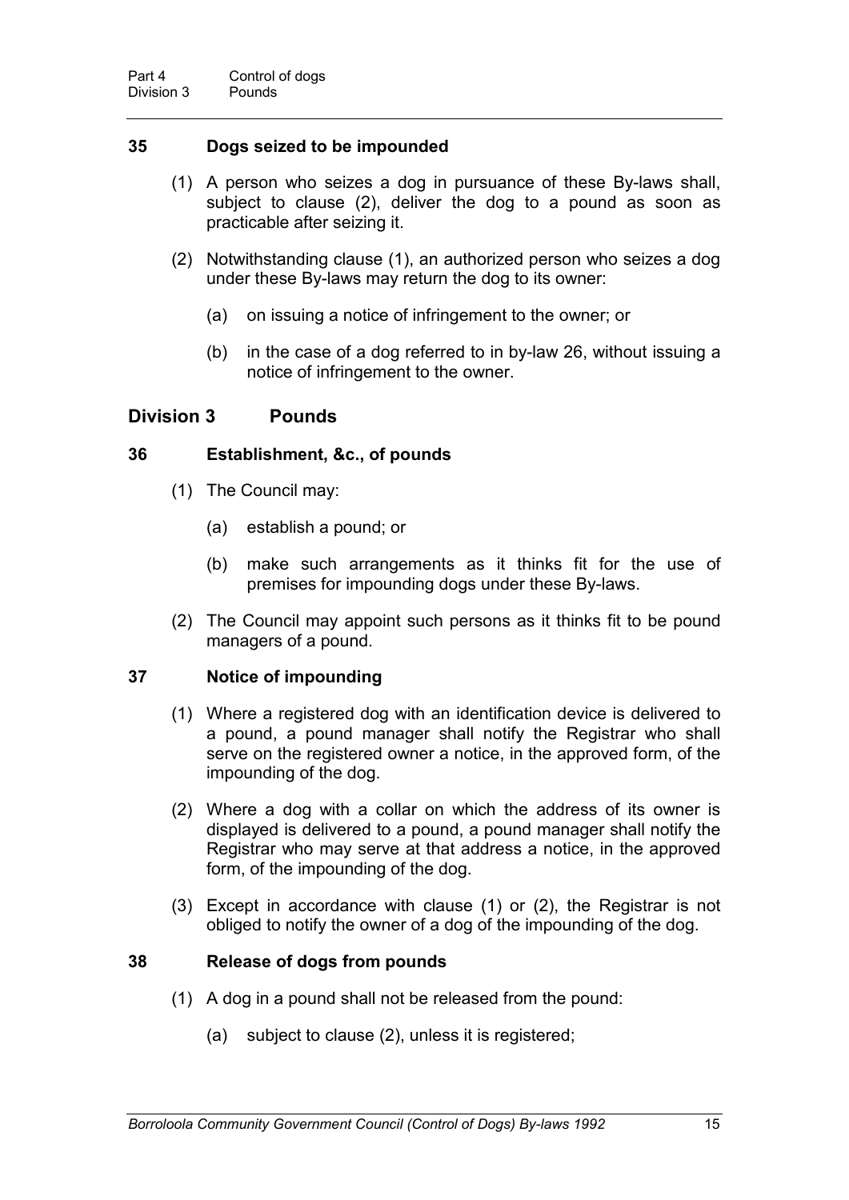### 35 Dogs seized to be impounded

(1) A person who seizes a dog in pursuance of these By-laws shall, subject to clause (2), deliver the dog to a pound as soon as practicable after seizing it.

(2) Notwithstanding clause (1), an authorized person who seizes a dog under these By-laws may return the dog to its owner:

(a) on issuing a notice of infringement to the owner; or

(b) in the case of a dog referred to in by-law 26, without issuing a notice of infringement to the owner.

## Division 3 Pounds

### 36 Establishment, &c., of pounds

(1) The Council may:

(a) establish a pound; or

(b) make such arrangements as it thinks fit for the use of premises for impounding dogs under these By-laws.

(2) The Council may appoint such persons as it thinks fit to be pound managers of a pound.

### 37 Notice of impounding

(1) Where a registered dog with an identification device is delivered to a pound, a pound manager shall notify the Registrar who shall serve on the registered owner a notice, in the approved form, of the impounding of the dog.

(2) Where a dog with a collar on which the address of its owner is displayed is delivered to a pound, a pound manager shall notify the Registrar who may serve at that address a notice, in the approved form, of the impounding of the dog.

(3) Except in accordance with clause (1) or (2), the Registrar is not obliged to notify the owner of a dog of the impounding of the dog.

### 38 Release of dogs from pounds

(1) A dog in a pound shall not be released from the pound:

(a) subject to clause (2), unless it is registered;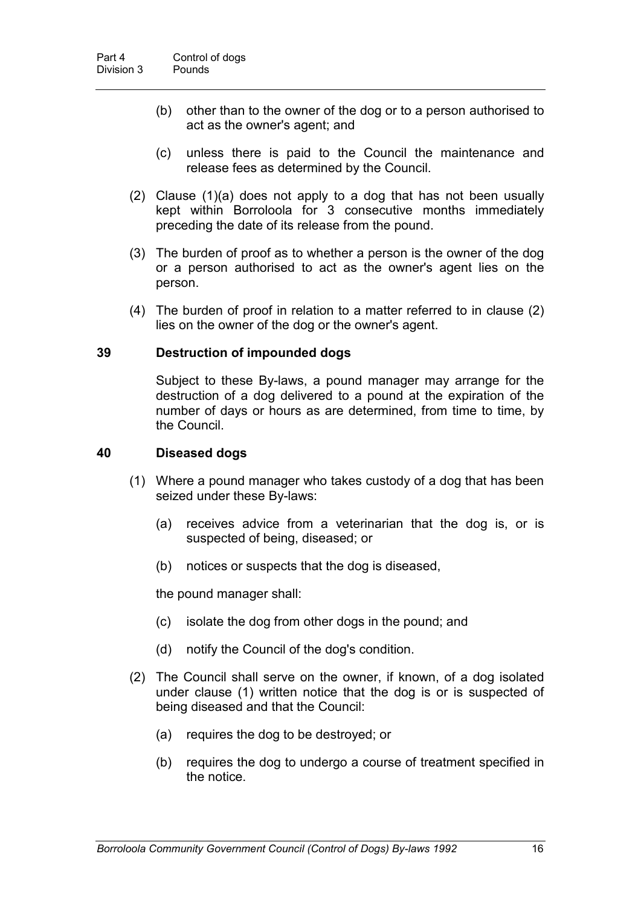(b) other than to the owner of the dog or to a person authorised to act as the owner's agent; and

(c) unless there is paid to the Council the maintenance and release fees as determined by the Council.

(2) Clause (1)(a) does not apply to a dog that has not been usually kept within Borroloola for 3 consecutive months immediately preceding the date of its release from the pound.

(3) The burden of proof as to whether a person is the owner of the dog or a person authorised to act as the owner's agent lies on the person.

(4) The burden of proof in relation to a matter referred to in clause (2) lies on the owner of the dog or the owner's agent.

### 39 Destruction of impounded dogs

Subject to these By-laws, a pound manager may arrange for the destruction of a dog delivered to a pound at the expiration of the number of days or hours as are determined, from time to time, by the Council.

### 40 Diseased dogs

(1) Where a pound manager who takes custody of a dog that has been seized under these By-laws:

(a) receives advice from a veterinarian that the dog is, or is suspected of being, diseased; or

(b) notices or suspects that the dog is diseased,

the pound manager shall:

(c) isolate the dog from other dogs in the pound; and

(d) notify the Council of the dog's condition.

(2) The Council shall serve on the owner, if known, of a dog isolated under clause (1) written notice that the dog is or is suspected of being diseased and that the Council:

(a) requires the dog to be destroyed; or

(b) requires the dog to undergo a course of treatment specified in the notice.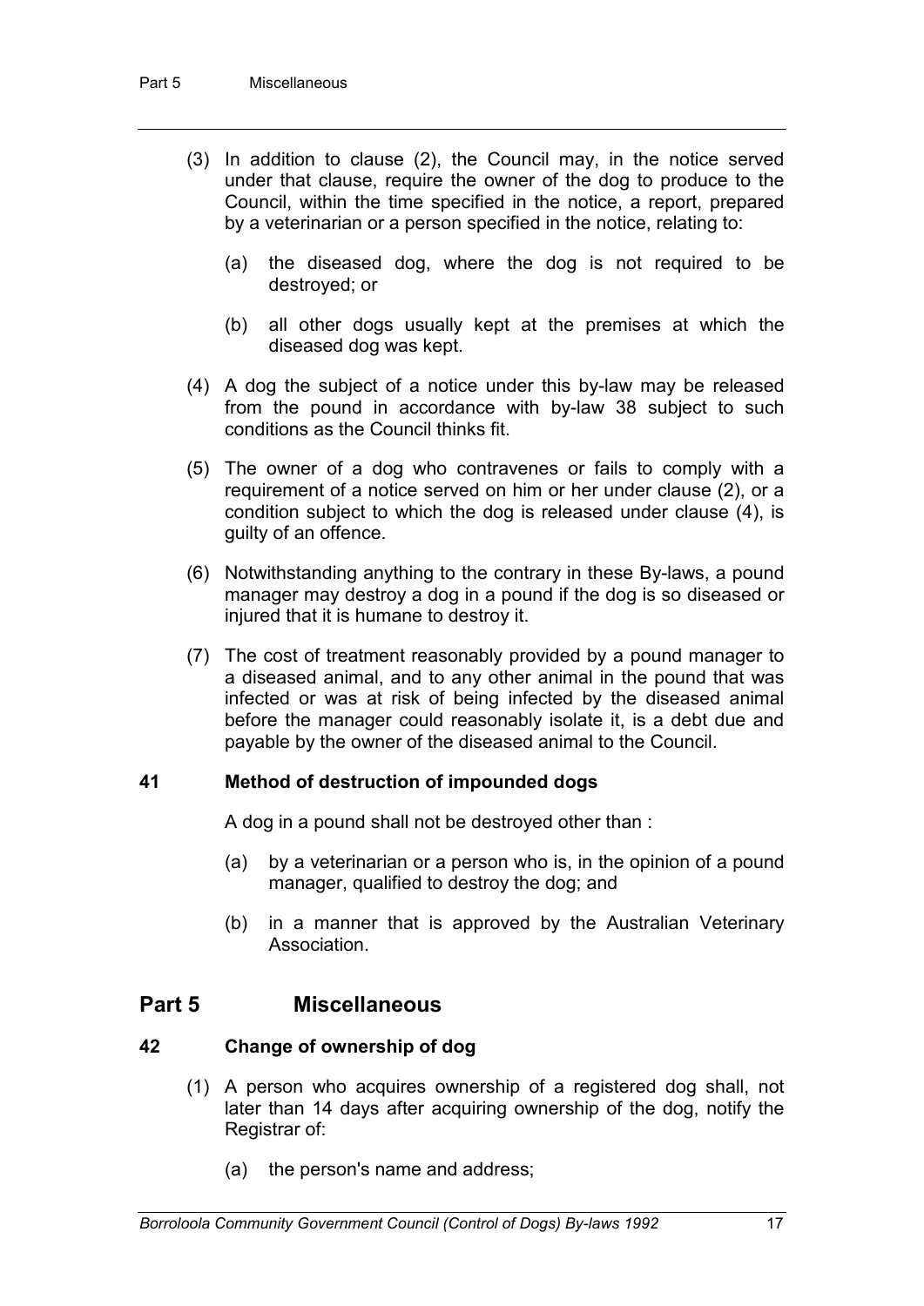(3) In addition to clause (2), the Council may, in the notice served under that clause, require the owner of the dog to produce to the Council, within the time specified in the notice, a report, prepared by a veterinarian or a person specified in the notice, relating to:

  (a) the diseased dog, where the dog is not required to be destroyed; or

  (b) all other dogs usually kept at the premises at which the diseased dog was kept.

(4) A dog the subject of a notice under this by-law may be released from the pound in accordance with by-law 38 subject to such conditions as the Council thinks fit.

(5) The owner of a dog who contravenes or fails to comply with a requirement of a notice served on him or her under clause (2), or a condition subject to which the dog is released under clause (4), is guilty of an offence.

(6) Notwithstanding anything to the contrary in these By-laws, a pound manager may destroy a dog in a pound if the dog is so diseased or injured that it is humane to destroy it.

(7) The cost of treatment reasonably provided by a pound manager to a diseased animal, and to any other animal in the pound that was infected or was at risk of being infected by the diseased animal before the manager could reasonably isolate it, is a debt due and payable by the owner of the diseased animal to the Council.

### 41 Method of destruction of impounded dogs

A dog in a pound shall not be destroyed other than :

  (a) by a veterinarian or a person who is, in the opinion of a pound manager, qualified to destroy the dog; and

  (b) in a manner that is approved by the Australian Veterinary Association.

## Part 5 Miscellaneous

### 42 Change of ownership of dog

(1) A person who acquires ownership of a registered dog shall, not later than 14 days after acquiring ownership of the dog, notify the Registrar of:

  (a) the person's name and address;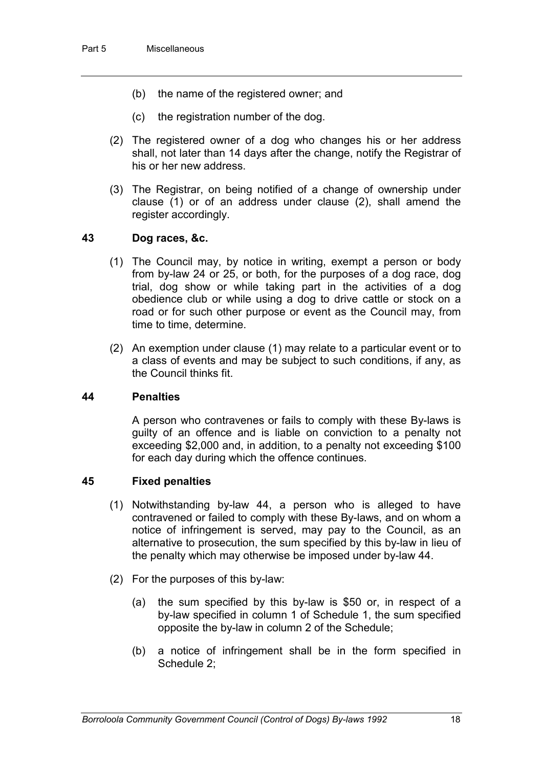(b) the name of the registered owner; and

(c) the registration number of the dog.

(2) The registered owner of a dog who changes his or her address shall, not later than 14 days after the change, notify the Registrar of his or her new address.

(3) The Registrar, on being notified of a change of ownership under clause (1) or of an address under clause (2), shall amend the register accordingly.

### 43 Dog races, &c.

(1) The Council may, by notice in writing, exempt a person or body from by-law 24 or 25, or both, for the purposes of a dog race, dog trial, dog show or while taking part in the activities of a dog obedience club or while using a dog to drive cattle or stock on a road or for such other purpose or event as the Council may, from time to time, determine.

(2) An exemption under clause (1) may relate to a particular event or to a class of events and may be subject to such conditions, if any, as the Council thinks fit.

### 44 Penalties

A person who contravenes or fails to comply with these By-laws is guilty of an offence and is liable on conviction to a penalty not exceeding $2,000 and, in addition, to a penalty not exceeding $100 for each day during which the offence continues.

### 45 Fixed penalties

(1) Notwithstanding by-law 44, a person who is alleged to have contravened or failed to comply with these By-laws, and on whom a notice of infringement is served, may pay to the Council, as an alternative to prosecution, the sum specified by this by-law in lieu of the penalty which may otherwise be imposed under by-law 44.

(2) For the purposes of this by-law:

(a) the sum specified by this by-law is $50 or, in respect of a by-law specified in column 1 of Schedule 1, the sum specified opposite the by-law in column 2 of the Schedule;

(b) a notice of infringement shall be in the form specified in Schedule 2;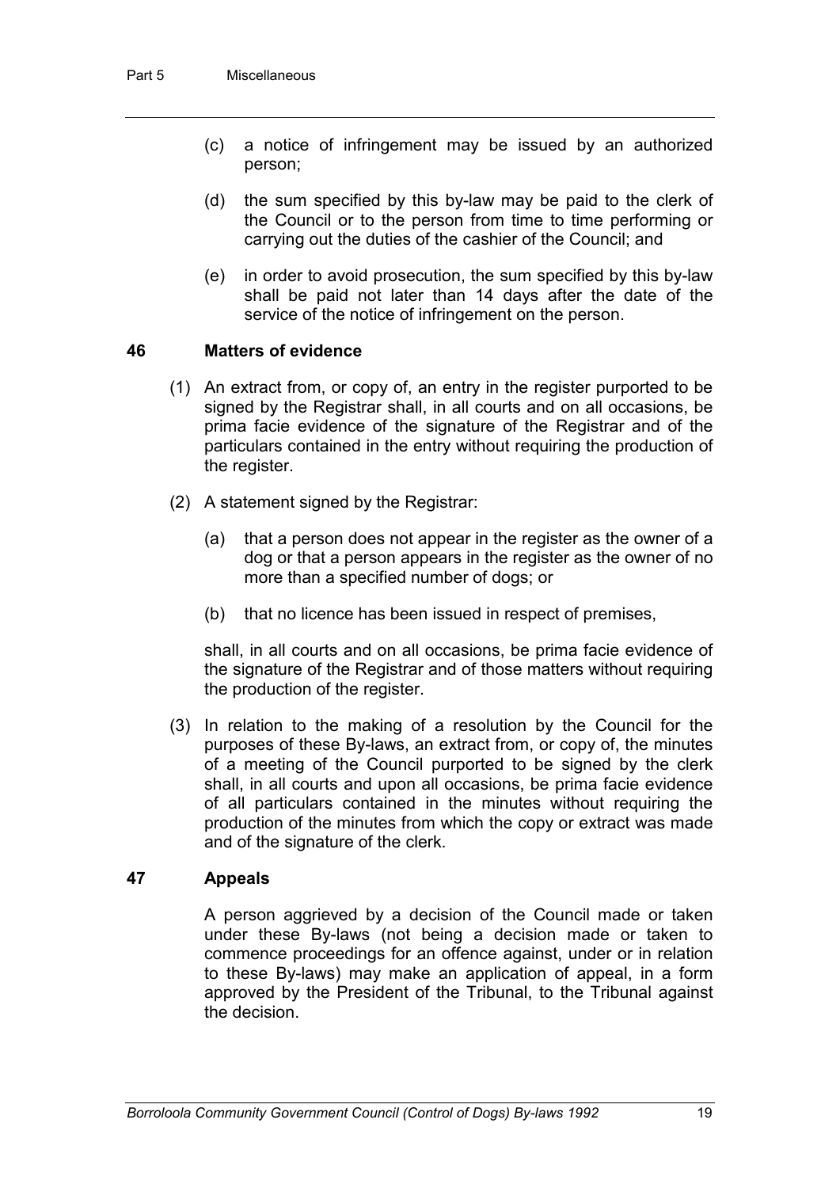(c) a notice of infringement may be issued by an authorized person;

(d) the sum specified by this by-law may be paid to the clerk of the Council or to the person from time to time performing or carrying out the duties of the cashier of the Council; and

(e) in order to avoid prosecution, the sum specified by this by-law shall be paid not later than 14 days after the date of the service of the notice of infringement on the person.

## 46 Matters of evidence

(1) An extract from, or copy of, an entry in the register purported to be signed by the Registrar shall, in all courts and on all occasions, be prima facie evidence of the signature of the Registrar and of the particulars contained in the entry without requiring the production of the register.

(2) A statement signed by the Registrar:

(a) that a person does not appear in the register as the owner of a dog or that a person appears in the register as the owner of no more than a specified number of dogs; or

(b) that no licence has been issued in respect of premises,

shall, in all courts and on all occasions, be prima facie evidence of the signature of the Registrar and of those matters without requiring the production of the register.

(3) In relation to the making of a resolution by the Council for the purposes of these By-laws, an extract from, or copy of, the minutes of a meeting of the Council purported to be signed by the clerk shall, in all courts and upon all occasions, be prima facie evidence of all particulars contained in the minutes without requiring the production of the minutes from which the copy or extract was made and of the signature of the clerk.

## 47 Appeals

A person aggrieved by a decision of the Council made or taken under these By-laws (not being a decision made or taken to commence proceedings for an offence against, under or in relation to these By-laws) may make an application of appeal, in a form approved by the President of the Tribunal, to the Tribunal against the decision.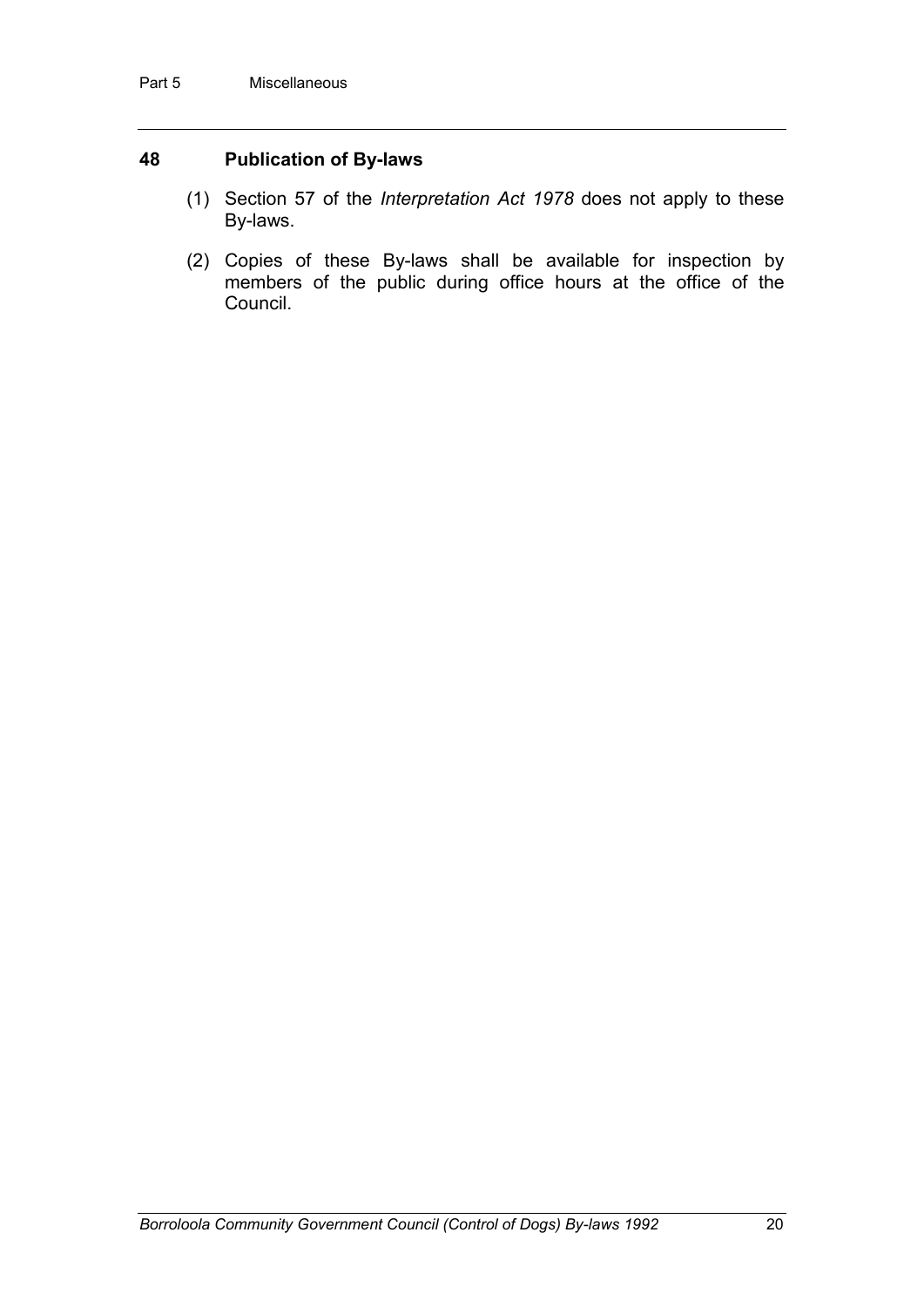## 48 Publication of By-laws

(1) Section 57 of the *Interpretation Act 1978* does not apply to these By-laws.

(2) Copies of these By-laws shall be available for inspection by members of the public during office hours at the office of the Council.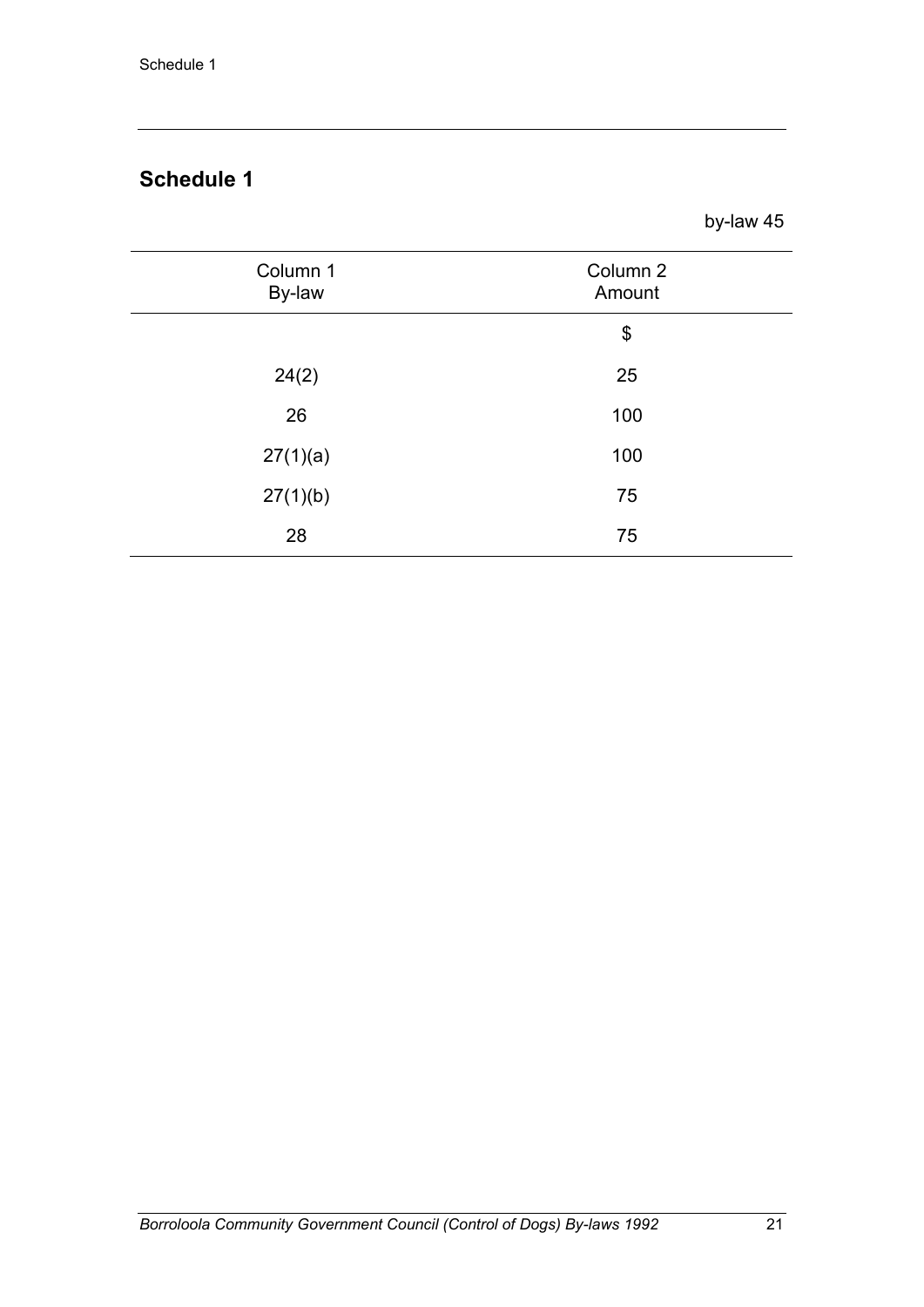## Schedule 1

by-law 45

| Column 1<br>By-law | Column 2<br>Amount |
|---|---|
| | $ |
| 24(2) | 25 |
| 26 | 100 |
| 27(1)(a) | 100 |
| 27(1)(b) | 75 |
| 28 | 75 |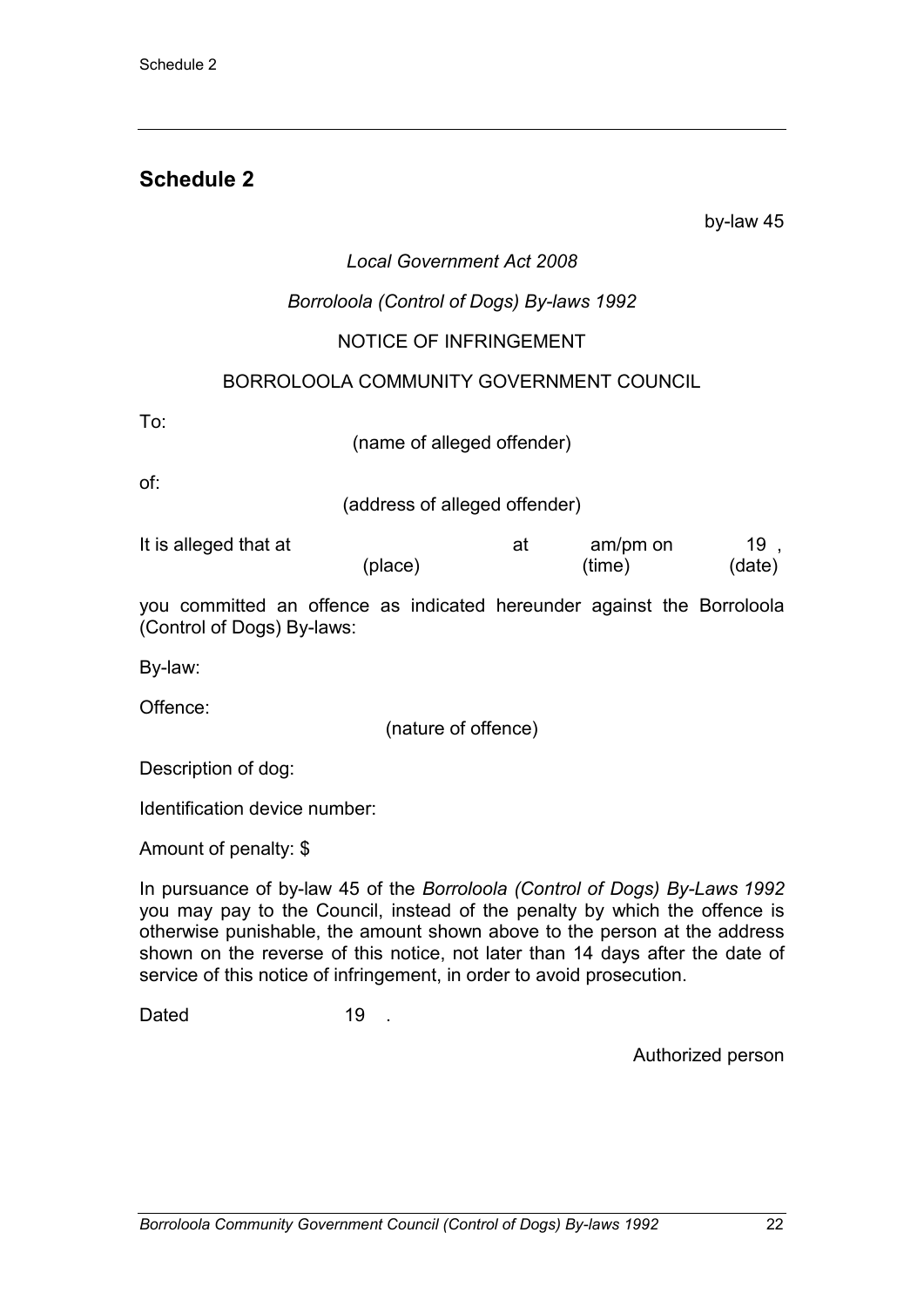## Schedule 2

by-law 45

*Local Government Act 2008*

*Borroloola (Control of Dogs) By-laws 1992*

NOTICE OF INFRINGEMENT

BORROLOOLA COMMUNITY GOVERNMENT COUNCIL

To:

(name of alleged offender)

of:

(address of alleged offender)

It is alleged that at (place) at (time) am/pm on (date) 19 ,

you committed an offence as indicated hereunder against the Borroloola (Control of Dogs) By-laws:

By-law:

Offence:

(nature of offence)

Description of dog:

Identification device number:

Amount of penalty: $

In pursuance of by-law 45 of the *Borroloola (Control of Dogs) By-Laws 1992* you may pay to the Council, instead of the penalty by which the offence is otherwise punishable, the amount shown above to the person at the address shown on the reverse of this notice, not later than 14 days after the date of service of this notice of infringement, in order to avoid prosecution.

Dated 19 .

Authorized person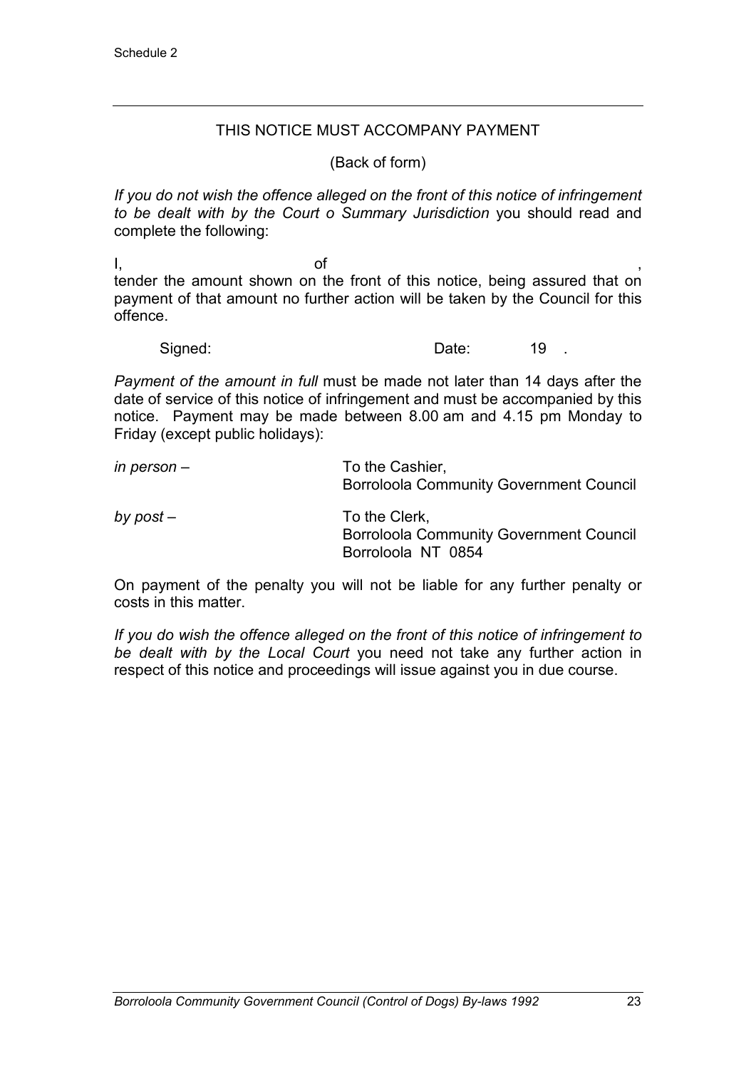Schedule 2

---

THIS NOTICE MUST ACCOMPANY PAYMENT

(Back of form)

*If you do not wish the offence alleged on the front of this notice of infringement to be dealt with by the Court o Summary Jurisdiction* you should read and complete the following:

I, of ,
tender the amount shown on the front of this notice, being assured that on payment of that amount no further action will be taken by the Council for this offence.

Signed: Date: 19 .

*Payment of the amount in full* must be made not later than 14 days after the date of service of this notice of infringement and must be accompanied by this notice. Payment may be made between 8.00 am and 4.15 pm Monday to Friday (except public holidays):

*in person* – To the Cashier,
Borroloola Community Government Council

*by post* – To the Clerk,
Borroloola Community Government Council
Borroloola NT 0854

On payment of the penalty you will not be liable for any further penalty or costs in this matter.

*If you do wish the offence alleged on the front of this notice of infringement to be dealt with by the Local Court* you need not take any further action in respect of this notice and proceedings will issue against you in due course.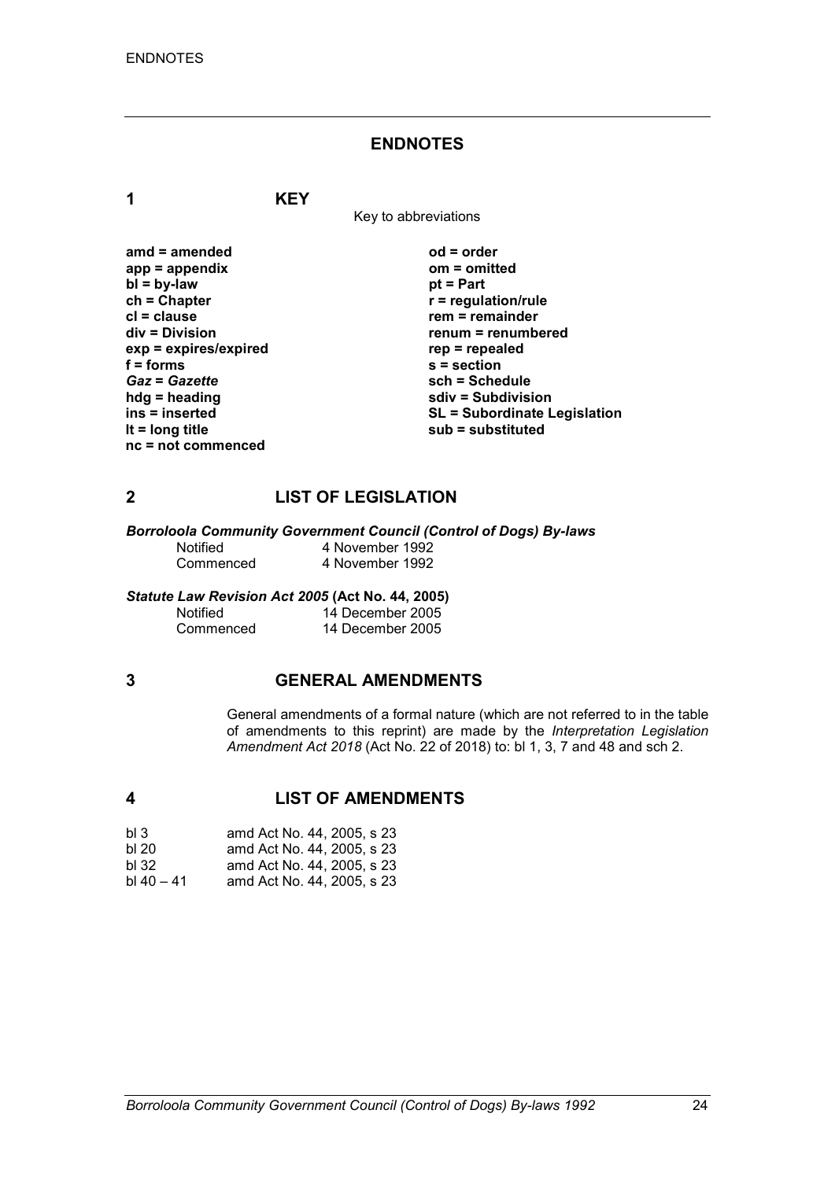# ENDNOTES

## 1 KEY

Key to abbreviations

| | |
|---|---|
| **amd = amended** | **od = order** |
| **app = appendix** | **om = omitted** |
| **bl = by-law** | **pt = Part** |
| **ch = Chapter** | **r = regulation/rule** |
| **cl = clause** | **rem = remainder** |
| **div = Division** | **renum = renumbered** |
| **exp = expires/expired** | **rep = repealed** |
| **f = forms** | **s = section** |
| ***Gaz = Gazette*** | **sch = Schedule** |
| **hdg = heading** | **sdiv = Subdivision** |
| **ins = inserted** | **SL = Subordinate Legislation** |
| **lt = long title** | **sub = substituted** |
| **nc = not commenced** | |

## 2 LIST OF LEGISLATION

***Borroloola Community Government Council (Control of Dogs) By-laws***

| | |
|---|---|
| Notified | 4 November 1992 |
| Commenced | 4 November 1992 |

***Statute Law Revision Act 2005* (Act No. 44, 2005)**

| | |
|---|---|
| Notified | 14 December 2005 |
| Commenced | 14 December 2005 |

## 3 GENERAL AMENDMENTS

General amendments of a formal nature (which are not referred to in the table of amendments to this reprint) are made by the *Interpretation Legislation Amendment Act 2018* (Act No. 22 of 2018) to: bl 1, 3, 7 and 48 and sch 2.

## 4 LIST OF AMENDMENTS

| | |
|---|---|
| bl 3 | amd Act No. 44, 2005, s 23 |
| bl 20 | amd Act No. 44, 2005, s 23 |
| bl 32 | amd Act No. 44, 2005, s 23 |
| bl 40 – 41 | amd Act No. 44, 2005, s 23 |